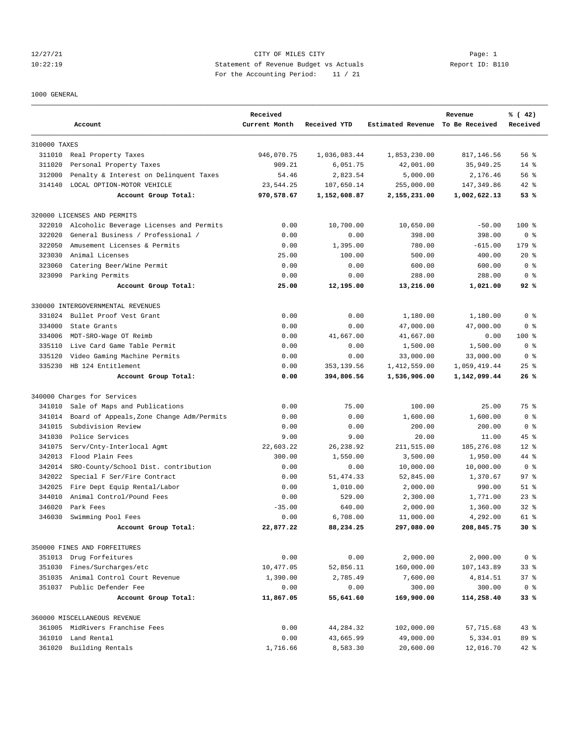12/27/21 CITY OF MILES CITY
10:22:19 Statement of Revenue Budget vs Actuals Report ID: B110
For the Accounting Period: 11 / 21

1000 GENERAL

| | Account | Received Current Month | Received YTD | Estimated Revenue | Revenue To Be Received | % ( 42) Received |
|---|---|---|---|---|---|---|
| 310000 TAXES | | | | | | |
| 311010 | Real Property Taxes | 946,070.75 | 1,036,083.44 | 1,853,230.00 | 817,146.56 | 56 % |
| 311020 | Personal Property Taxes | 909.21 | 6,051.75 | 42,001.00 | 35,949.25 | 14 % |
| 312000 | Penalty & Interest on Delinquent Taxes | 54.46 | 2,823.54 | 5,000.00 | 2,176.46 | 56 % |
| 314140 | LOCAL OPTION-MOTOR VEHICLE | 23,544.25 | 107,650.14 | 255,000.00 | 147,349.86 | 42 % |
| | **Account Group Total:** | **970,578.67** | **1,152,608.87** | **2,155,231.00** | **1,002,622.13** | **53 %** |
| 320000 LICENSES AND PERMITS | | | | | | |
| 322010 | Alcoholic Beverage Licenses and Permits | 0.00 | 10,700.00 | 10,650.00 | -50.00 | 100 % |
| 322020 | General Business / Professional / | 0.00 | 0.00 | 398.00 | 398.00 | 0 % |
| 322050 | Amusement Licenses & Permits | 0.00 | 1,395.00 | 780.00 | -615.00 | 179 % |
| 323030 | Animal Licenses | 25.00 | 100.00 | 500.00 | 400.00 | 20 % |
| 323060 | Catering Beer/Wine Permit | 0.00 | 0.00 | 600.00 | 600.00 | 0 % |
| 323090 | Parking Permits | 0.00 | 0.00 | 288.00 | 288.00 | 0 % |
| | **Account Group Total:** | **25.00** | **12,195.00** | **13,216.00** | **1,021.00** | **92 %** |
| 330000 INTERGOVERNMENTAL REVENUES | | | | | | |
| 331024 | Bullet Proof Vest Grant | 0.00 | 0.00 | 1,180.00 | 1,180.00 | 0 % |
| 334000 | State Grants | 0.00 | 0.00 | 47,000.00 | 47,000.00 | 0 % |
| 334006 | MDT-SRO-Wage OT Reimb | 0.00 | 41,667.00 | 41,667.00 | 0.00 | 100 % |
| 335110 | Live Card Game Table Permit | 0.00 | 0.00 | 1,500.00 | 1,500.00 | 0 % |
| 335120 | Video Gaming Machine Permits | 0.00 | 0.00 | 33,000.00 | 33,000.00 | 0 % |
| 335230 | HB 124 Entitlement | 0.00 | 353,139.56 | 1,412,559.00 | 1,059,419.44 | 25 % |
| | **Account Group Total:** | **0.00** | **394,806.56** | **1,536,906.00** | **1,142,099.44** | **26 %** |
| 340000 Charges for Services | | | | | | |
| 341010 | Sale of Maps and Publications | 0.00 | 75.00 | 100.00 | 25.00 | 75 % |
| 341014 | Board of Appeals,Zone Change Adm/Permits | 0.00 | 0.00 | 1,600.00 | 1,600.00 | 0 % |
| 341015 | Subdivision Review | 0.00 | 0.00 | 200.00 | 200.00 | 0 % |
| 341030 | Police Services | 9.00 | 9.00 | 20.00 | 11.00 | 45 % |
| 341075 | Serv/Cnty-Interlocal Agmt | 22,603.22 | 26,238.92 | 211,515.00 | 185,276.08 | 12 % |
| 342013 | Flood Plain Fees | 300.00 | 1,550.00 | 3,500.00 | 1,950.00 | 44 % |
| 342014 | SRO-County/School Dist. contribution | 0.00 | 0.00 | 10,000.00 | 10,000.00 | 0 % |
| 342022 | Special F Ser/Fire Contract | 0.00 | 51,474.33 | 52,845.00 | 1,370.67 | 97 % |
| 342025 | Fire Dept Equip Rental/Labor | 0.00 | 1,010.00 | 2,000.00 | 990.00 | 51 % |
| 344010 | Animal Control/Pound Fees | 0.00 | 529.00 | 2,300.00 | 1,771.00 | 23 % |
| 346020 | Park Fees | -35.00 | 640.00 | 2,000.00 | 1,360.00 | 32 % |
| 346030 | Swimming Pool Fees | 0.00 | 6,708.00 | 11,000.00 | 4,292.00 | 61 % |
| | **Account Group Total:** | **22,877.22** | **88,234.25** | **297,080.00** | **208,845.75** | **30 %** |
| 350000 FINES AND FORFEITURES | | | | | | |
| 351013 | Drug Forfeitures | 0.00 | 0.00 | 2,000.00 | 2,000.00 | 0 % |
| 351030 | Fines/Surcharges/etc | 10,477.05 | 52,856.11 | 160,000.00 | 107,143.89 | 33 % |
| 351035 | Animal Control Court Revenue | 1,390.00 | 2,785.49 | 7,600.00 | 4,814.51 | 37 % |
| 351037 | Public Defender Fee | 0.00 | 0.00 | 300.00 | 300.00 | 0 % |
| | **Account Group Total:** | **11,867.05** | **55,641.60** | **169,900.00** | **114,258.40** | **33 %** |
| 360000 MISCELLANEOUS REVENUE | | | | | | |
| 361005 | MidRivers Franchise Fees | 0.00 | 44,284.32 | 102,000.00 | 57,715.68 | 43 % |
| 361010 | Land Rental | 0.00 | 43,665.99 | 49,000.00 | 5,334.01 | 89 % |
| 361020 | Building Rentals | 1,716.66 | 8,583.30 | 20,600.00 | 12,016.70 | 42 % |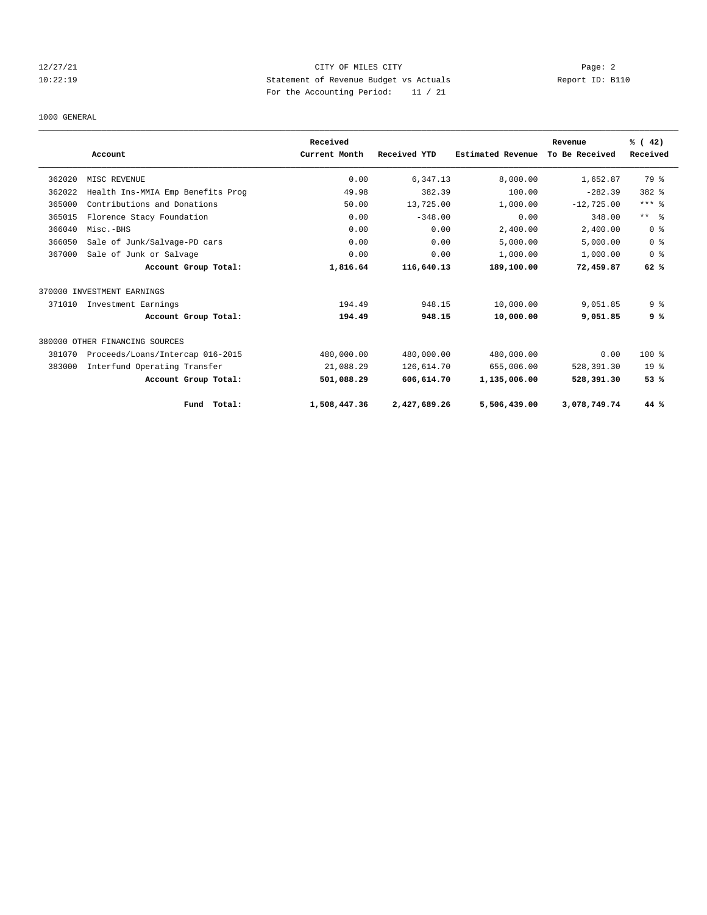CITY OF MILES CITY
Statement of Revenue Budget vs Actuals
For the Accounting Period: 11 / 21

12/27/21 10:22:19 — Report ID: B110

1000 GENERAL

| | Account | Received Current Month | Received YTD | Estimated Revenue | Revenue To Be Received | % ( 42) Received |
|---|---|---|---|---|---|---|
| 362020 | MISC REVENUE | 0.00 | 6,347.13 | 8,000.00 | 1,652.87 | 79 % |
| 362022 | Health Ins-MMIA Emp Benefits Prog | 49.98 | 382.39 | 100.00 | -282.39 | 382 % |
| 365000 | Contributions and Donations | 50.00 | 13,725.00 | 1,000.00 | -12,725.00 | *** % |
| 365015 | Florence Stacy Foundation | 0.00 | -348.00 | 0.00 | 348.00 | ** % |
| 366040 | Misc.-BHS | 0.00 | 0.00 | 2,400.00 | 2,400.00 | 0 % |
| 366050 | Sale of Junk/Salvage-PD cars | 0.00 | 0.00 | 5,000.00 | 5,000.00 | 0 % |
| 367000 | Sale of Junk or Salvage | 0.00 | 0.00 | 1,000.00 | 1,000.00 | 0 % |
| | **Account Group Total:** | **1,816.64** | **116,640.13** | **189,100.00** | **72,459.87** | **62 %** |
| 370000 INVESTMENT EARNINGS | | | | | | |
| 371010 | Investment Earnings | 194.49 | 948.15 | 10,000.00 | 9,051.85 | 9 % |
| | **Account Group Total:** | **194.49** | **948.15** | **10,000.00** | **9,051.85** | **9 %** |
| 380000 OTHER FINANCING SOURCES | | | | | | |
| 381070 | Proceeds/Loans/Intercap 016-2015 | 480,000.00 | 480,000.00 | 480,000.00 | 0.00 | 100 % |
| 383000 | Interfund Operating Transfer | 21,088.29 | 126,614.70 | 655,006.00 | 528,391.30 | 19 % |
| | **Account Group Total:** | **501,088.29** | **606,614.70** | **1,135,006.00** | **528,391.30** | **53 %** |
| | **Fund Total:** | **1,508,447.36** | **2,427,689.26** | **5,506,439.00** | **3,078,749.74** | **44 %** |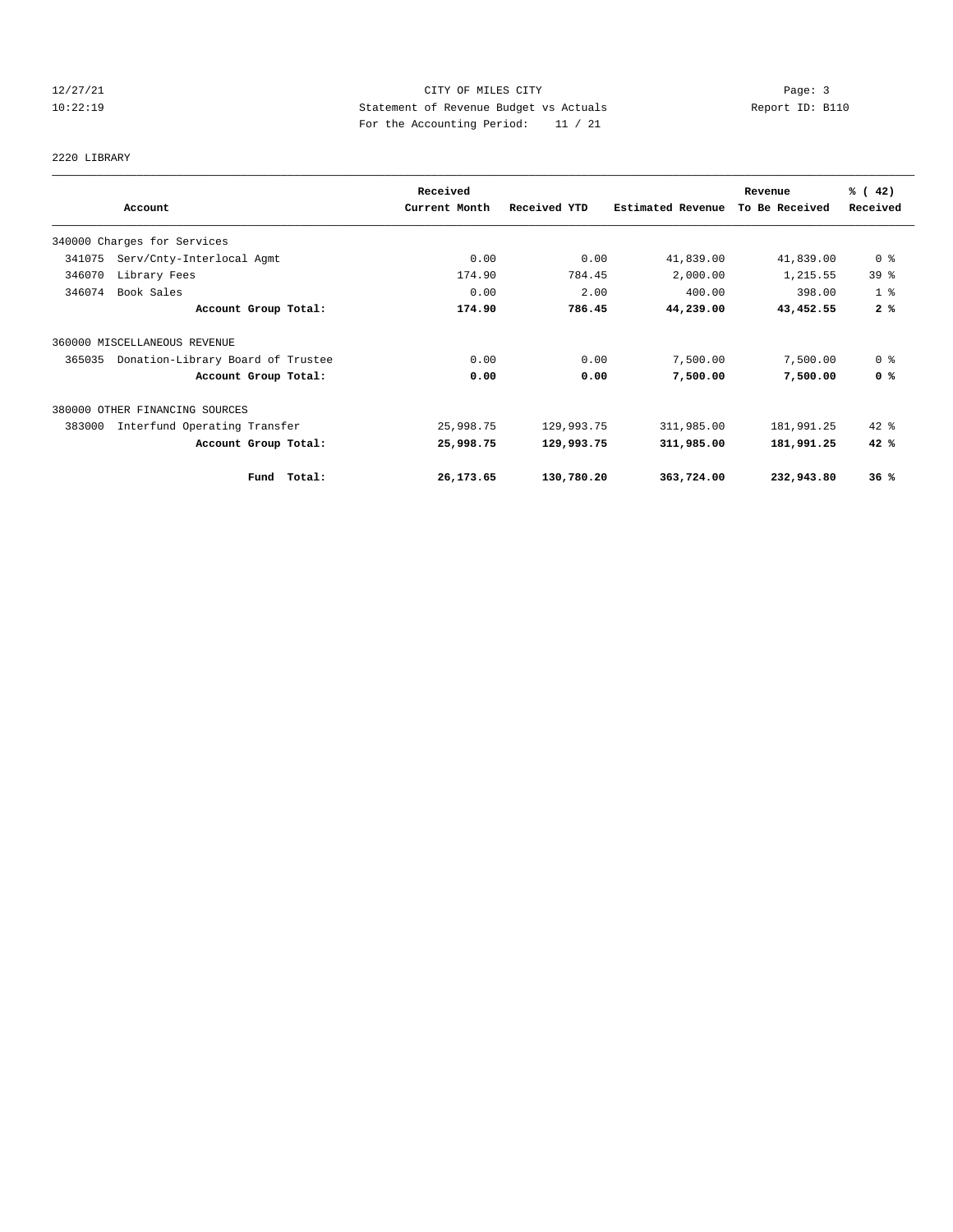CITY OF MILES CITY
Statement of Revenue Budget vs Actuals
For the Accounting Period: 11 / 21

12/27/21
10:22:19

Report ID: B110

2220 LIBRARY

| Account | Received Current Month | Received YTD | Estimated Revenue | Revenue To Be Received | % ( 42) Received |
|---|---|---|---|---|---|
| 340000 Charges for Services | | | | | |
| 341075 Serv/Cnty-Interlocal Agmt | 0.00 | 0.00 | 41,839.00 | 41,839.00 | 0 % |
| 346070 Library Fees | 174.90 | 784.45 | 2,000.00 | 1,215.55 | 39 % |
| 346074 Book Sales | 0.00 | 2.00 | 400.00 | 398.00 | 1 % |
| **Account Group Total:** | **174.90** | **786.45** | **44,239.00** | **43,452.55** | **2 %** |
| 360000 MISCELLANEOUS REVENUE | | | | | |
| 365035 Donation-Library Board of Trustee | 0.00 | 0.00 | 7,500.00 | 7,500.00 | 0 % |
| **Account Group Total:** | **0.00** | **0.00** | **7,500.00** | **7,500.00** | **0 %** |
| 380000 OTHER FINANCING SOURCES | | | | | |
| 383000 Interfund Operating Transfer | 25,998.75 | 129,993.75 | 311,985.00 | 181,991.25 | 42 % |
| **Account Group Total:** | **25,998.75** | **129,993.75** | **311,985.00** | **181,991.25** | **42 %** |
| **Fund Total:** | **26,173.65** | **130,780.20** | **363,724.00** | **232,943.80** | **36 %** |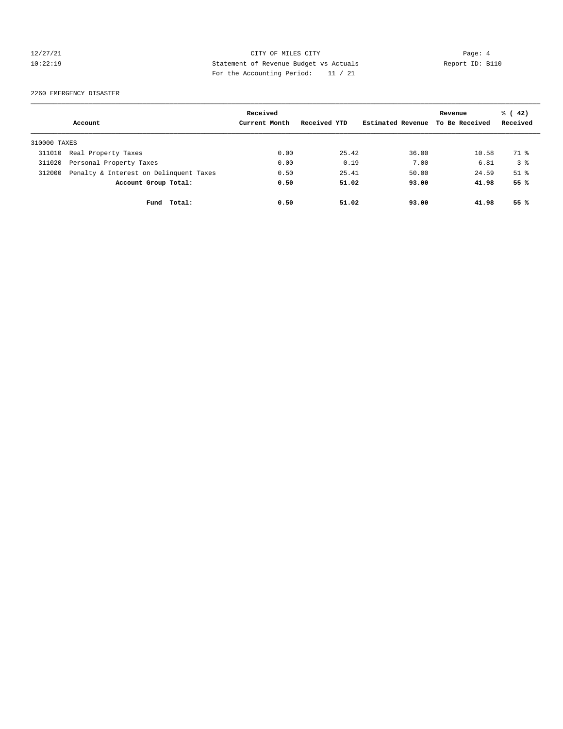12/27/21
10:22:19

CITY OF MILES CITY
Statement of Revenue Budget vs Actuals
For the Accounting Period: 11 / 21

Report ID: B110

2260 EMERGENCY DISASTER

| Account | | Received Current Month | Received YTD | Estimated Revenue | Revenue To Be Received | % ( 42) Received |
|---|---|---|---|---|---|---|
| 310000 TAXES | | | | | | |
| 311010 | Real Property Taxes | 0.00 | 25.42 | 36.00 | 10.58 | 71 % |
| 311020 | Personal Property Taxes | 0.00 | 0.19 | 7.00 | 6.81 | 3 % |
| 312000 | Penalty & Interest on Delinquent Taxes | 0.50 | 25.41 | 50.00 | 24.59 | 51 % |
| | **Account Group Total:** | **0.50** | **51.02** | **93.00** | **41.98** | **55 %** |
| | **Fund Total:** | **0.50** | **51.02** | **93.00** | **41.98** | **55 %** |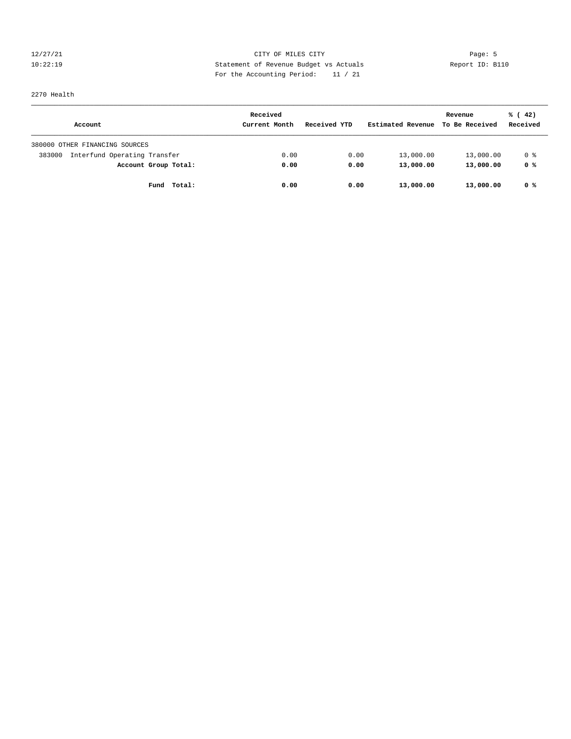CITY OF MILES CITY

Statement of Revenue Budget vs Actuals

For the Accounting Period: 11 / 21

12/27/21
10:22:19

Report ID: B110

2270 Health

| Account | Received Current Month | Received YTD | Estimated Revenue | Revenue To Be Received | % ( 42) Received |
|---|---|---|---|---|---|
| 380000 OTHER FINANCING SOURCES | | | | | |
| 383000 Interfund Operating Transfer | 0.00 | 0.00 | 13,000.00 | 13,000.00 | 0 % |
| **Account Group Total:** | **0.00** | **0.00** | **13,000.00** | **13,000.00** | **0 %** |
| **Fund Total:** | **0.00** | **0.00** | **13,000.00** | **13,000.00** | **0 %** |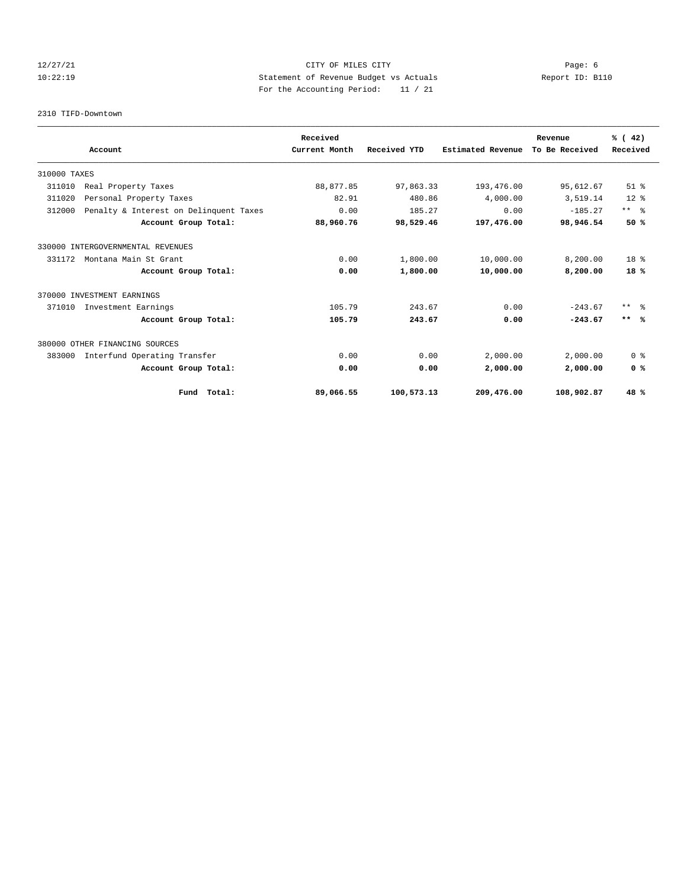12/27/21 CITY OF MILES CITY
10:22:19 Statement of Revenue Budget vs Actuals Report ID: B110
For the Accounting Period: 11 / 21

2310 TIFD-Downtown

| Account | Received Current Month | Received YTD | Estimated Revenue | Revenue To Be Received | % ( 42) Received |
|---|---|---|---|---|---|
| 310000 TAXES | | | | | |
| 311010 Real Property Taxes | 88,877.85 | 97,863.33 | 193,476.00 | 95,612.67 | 51 % |
| 311020 Personal Property Taxes | 82.91 | 480.86 | 4,000.00 | 3,519.14 | 12 % |
| 312000 Penalty & Interest on Delinquent Taxes | 0.00 | 185.27 | 0.00 | -185.27 | ** % |
| **Account Group Total:** | **88,960.76** | **98,529.46** | **197,476.00** | **98,946.54** | **50 %** |
| 330000 INTERGOVERNMENTAL REVENUES | | | | | |
| 331172 Montana Main St Grant | 0.00 | 1,800.00 | 10,000.00 | 8,200.00 | 18 % |
| **Account Group Total:** | **0.00** | **1,800.00** | **10,000.00** | **8,200.00** | **18 %** |
| 370000 INVESTMENT EARNINGS | | | | | |
| 371010 Investment Earnings | 105.79 | 243.67 | 0.00 | -243.67 | ** % |
| **Account Group Total:** | **105.79** | **243.67** | **0.00** | **-243.67** | **** %** |
| 380000 OTHER FINANCING SOURCES | | | | | |
| 383000 Interfund Operating Transfer | 0.00 | 0.00 | 2,000.00 | 2,000.00 | 0 % |
| **Account Group Total:** | **0.00** | **0.00** | **2,000.00** | **2,000.00** | **0 %** |
| **Fund Total:** | **89,066.55** | **100,573.13** | **209,476.00** | **108,902.87** | **48 %** |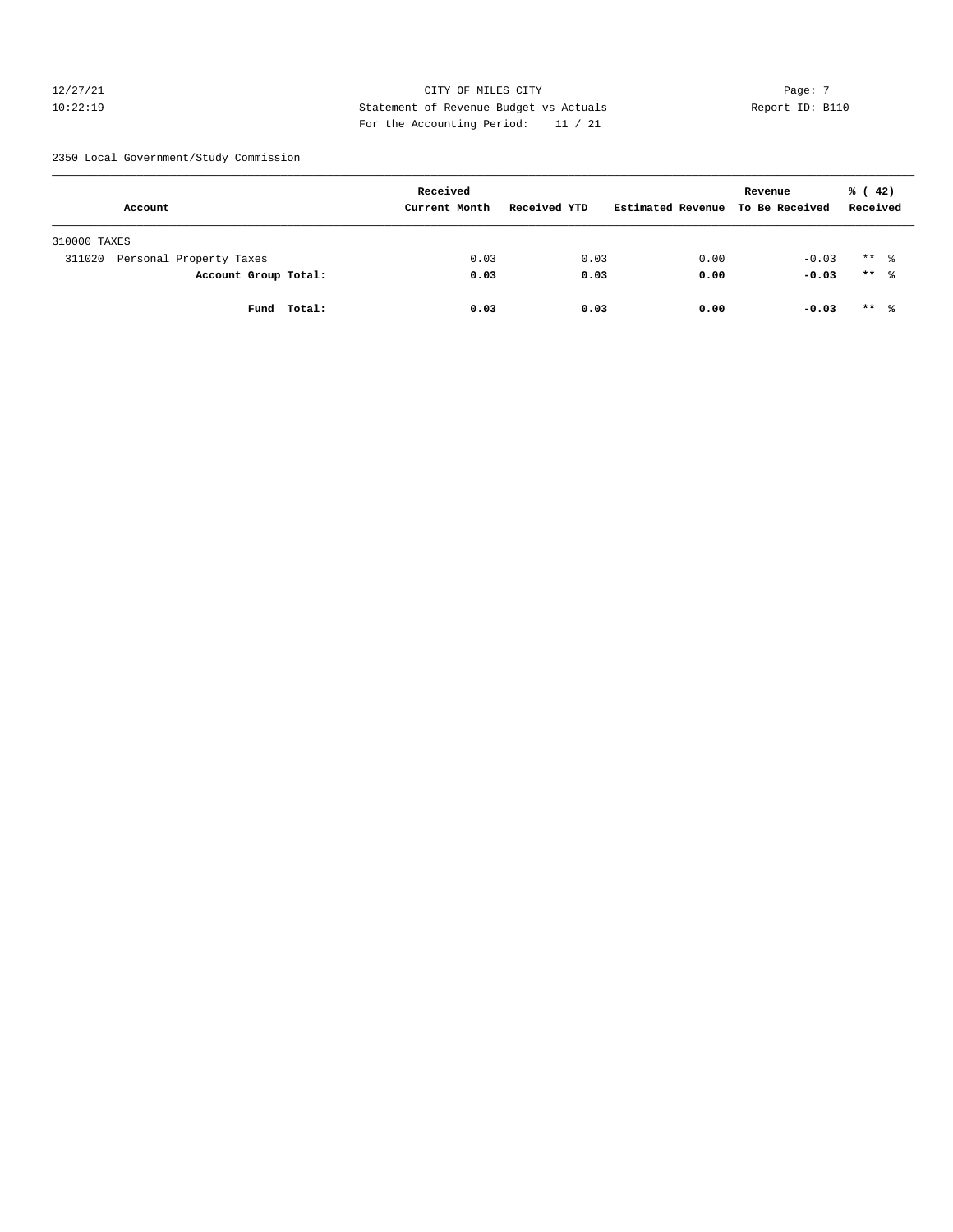CITY OF MILES CITY
Statement of Revenue Budget vs Actuals
For the Accounting Period: 11 / 21

12/27/21
10:22:19

Report ID: B110

2350 Local Government/Study Commission

| Account | Received Current Month | Received YTD | Estimated Revenue | Revenue To Be Received | % ( 42) Received |
|---|---|---|---|---|---|
| 310000 TAXES | | | | | |
| 311020 Personal Property Taxes | 0.03 | 0.03 | 0.00 | -0.03 | ** % |
| **Account Group Total:** | **0.03** | **0.03** | **0.00** | **-0.03** | **** %** |
| **Fund Total:** | **0.03** | **0.03** | **0.00** | **-0.03** | **** %** |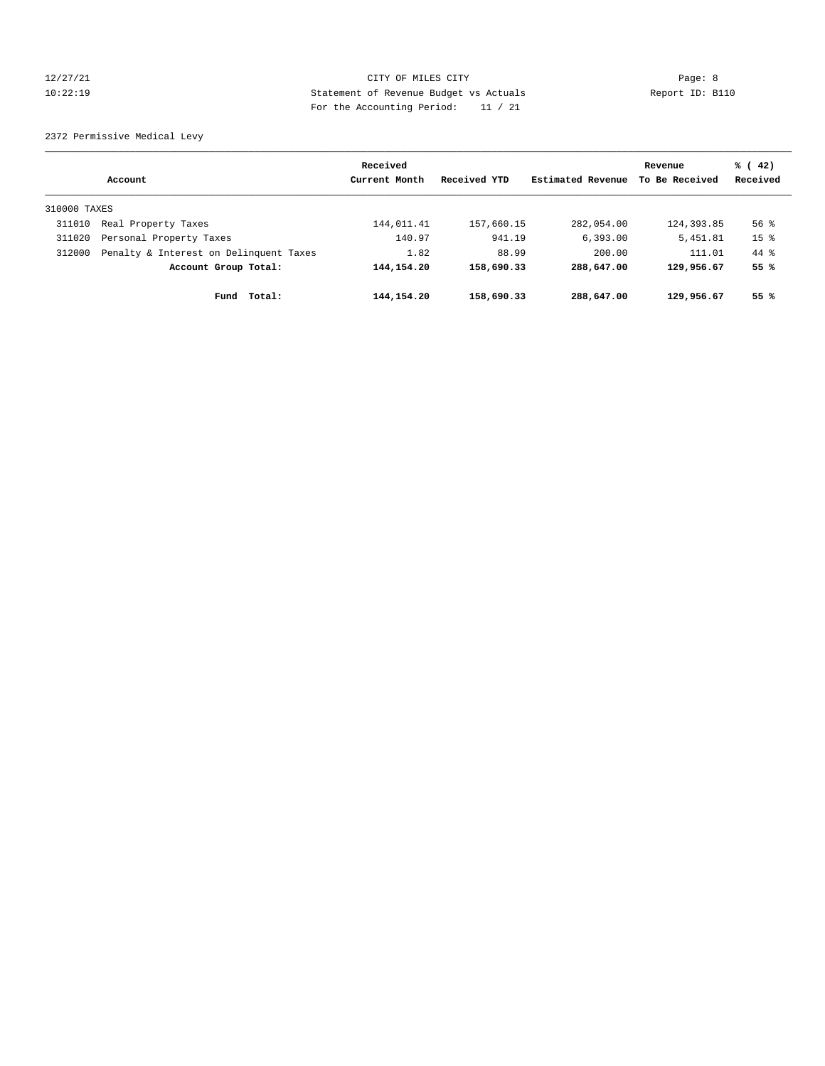12/27/21 CITY OF MILES CITY Page: 8
10:22:19 Statement of Revenue Budget vs Actuals Report ID: B110
For the Accounting Period: 11 / 21

2372 Permissive Medical Levy

| Account | | Received Current Month | Received YTD | Estimated Revenue | Revenue To Be Received | % ( 42) Received |
|---|---|---|---|---|---|---|
| 310000 TAXES | | | | | | |
| 311010 | Real Property Taxes | 144,011.41 | 157,660.15 | 282,054.00 | 124,393.85 | 56 % |
| 311020 | Personal Property Taxes | 140.97 | 941.19 | 6,393.00 | 5,451.81 | 15 % |
| 312000 | Penalty & Interest on Delinquent Taxes | 1.82 | 88.99 | 200.00 | 111.01 | 44 % |
| | **Account Group Total:** | **144,154.20** | **158,690.33** | **288,647.00** | **129,956.67** | **55 %** |
| | **Fund Total:** | **144,154.20** | **158,690.33** | **288,647.00** | **129,956.67** | **55 %** |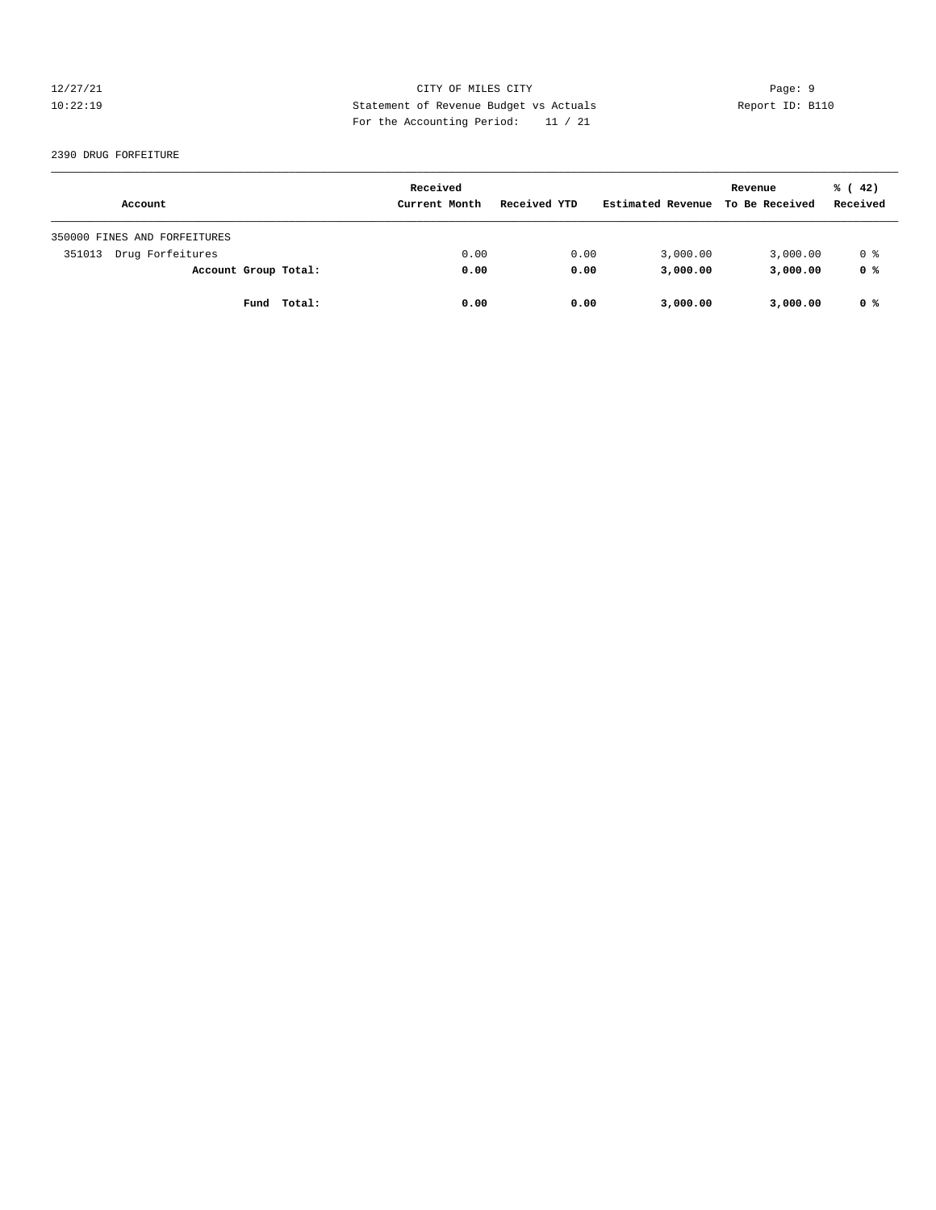CITY OF MILES CITY
Statement of Revenue Budget vs Actuals
For the Accounting Period: 11 / 21

12/27/21
10:22:19

Report ID: B110

2390 DRUG FORFEITURE

| Account | Received Current Month | Received YTD | Estimated Revenue | Revenue To Be Received | % ( 42) Received |
|---|---|---|---|---|---|
| 350000 FINES AND FORFEITURES | | | | | |
| 351013 Drug Forfeitures | 0.00 | 0.00 | 3,000.00 | 3,000.00 | 0 % |
| **Account Group Total:** | **0.00** | **0.00** | **3,000.00** | **3,000.00** | **0 %** |
| **Fund Total:** | **0.00** | **0.00** | **3,000.00** | **3,000.00** | **0 %** |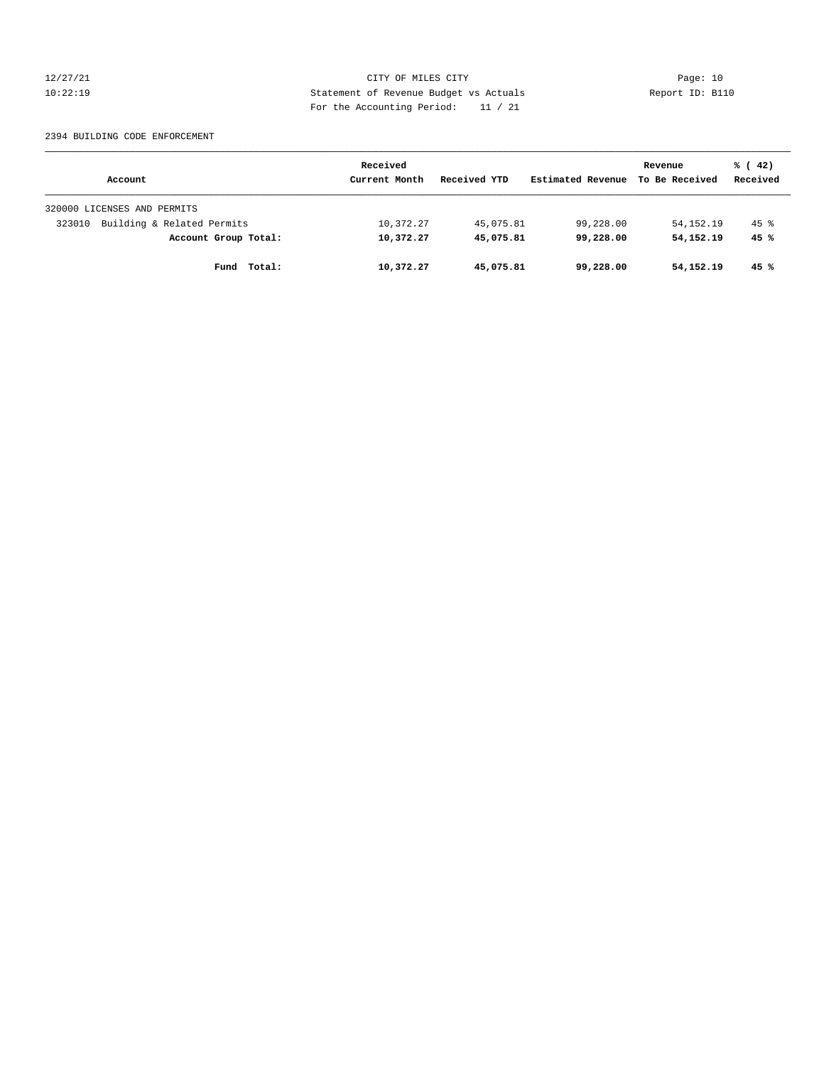CITY OF MILES CITY

Statement of Revenue Budget vs Actuals

For the Accounting Period: 11 / 21

12/27/21 10:22:19 Report ID: B110

2394 BUILDING CODE ENFORCEMENT

| Account | Received Current Month | Received YTD | Estimated Revenue | Revenue To Be Received | % ( 42) Received |
|---|---|---|---|---|---|
| 320000 LICENSES AND PERMITS | | | | | |
| 323010 Building & Related Permits | 10,372.27 | 45,075.81 | 99,228.00 | 54,152.19 | 45 % |
| **Account Group Total:** | **10,372.27** | **45,075.81** | **99,228.00** | **54,152.19** | **45 %** |
| **Fund Total:** | **10,372.27** | **45,075.81** | **99,228.00** | **54,152.19** | **45 %** |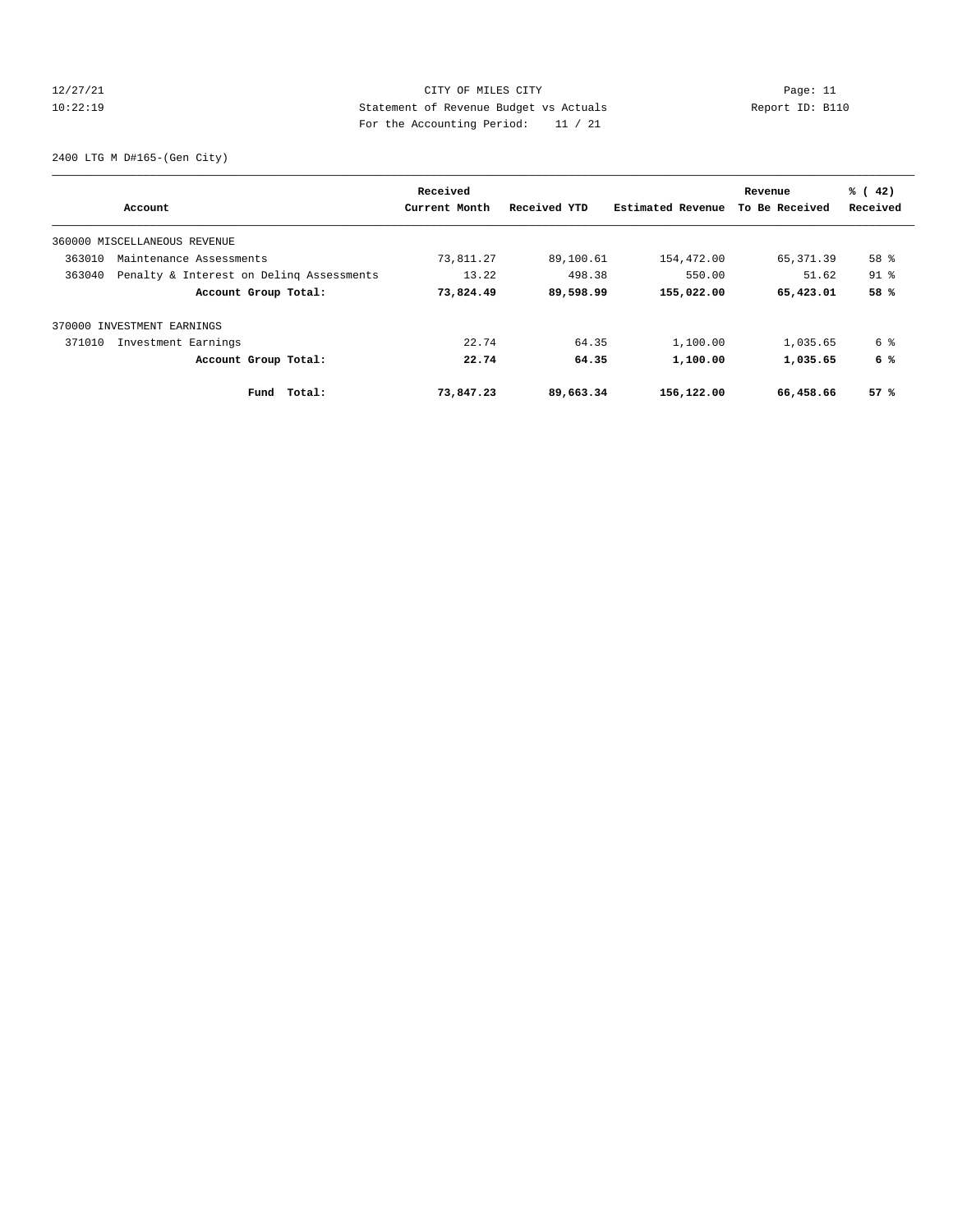12/27/21 CITY OF MILES CITY
10:22:19 Statement of Revenue Budget vs Actuals Report ID: B110
For the Accounting Period: 11 / 21

2400 LTG M D#165-(Gen City)

| Account | | Received Current Month | Received YTD | Estimated Revenue | Revenue To Be Received | % ( 42) Received |
|---|---|---|---|---|---|---|
| 360000 MISCELLANEOUS REVENUE | | | | | | |
| 363010 | Maintenance Assessments | 73,811.27 | 89,100.61 | 154,472.00 | 65,371.39 | 58 % |
| 363040 | Penalty & Interest on Delinq Assessments | 13.22 | 498.38 | 550.00 | 51.62 | 91 % |
| | **Account Group Total:** | **73,824.49** | **89,598.99** | **155,022.00** | **65,423.01** | **58 %** |
| 370000 INVESTMENT EARNINGS | | | | | | |
| 371010 | Investment Earnings | 22.74 | 64.35 | 1,100.00 | 1,035.65 | 6 % |
| | **Account Group Total:** | **22.74** | **64.35** | **1,100.00** | **1,035.65** | **6 %** |
| | **Fund Total:** | **73,847.23** | **89,663.34** | **156,122.00** | **66,458.66** | **57 %** |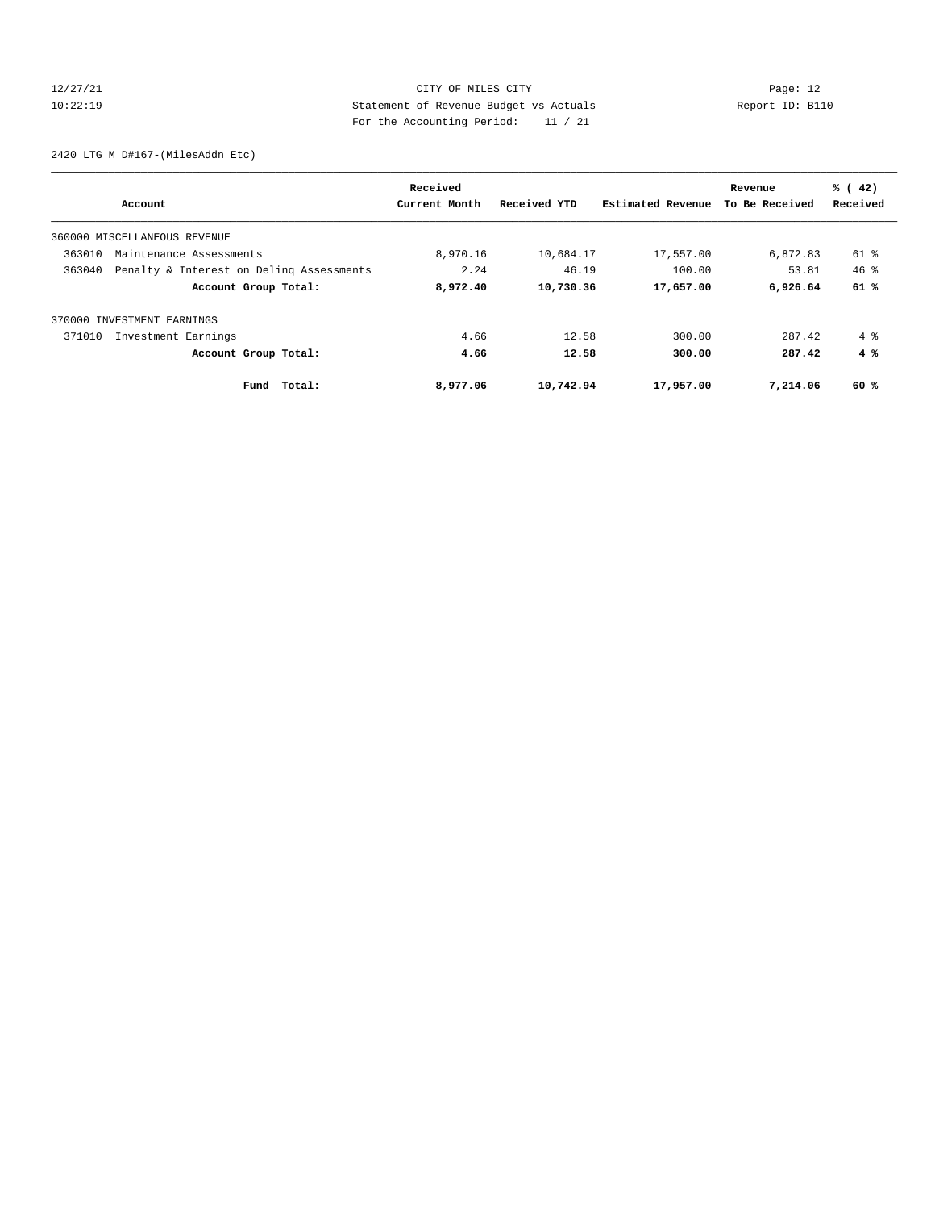12/27/21 CITY OF MILES CITY
10:22:19 Statement of Revenue Budget vs Actuals Report ID: B110
For the Accounting Period: 11 / 21

2420 LTG M D#167-(MilesAddn Etc)

| Account | Received Current Month | Received YTD | Estimated Revenue | Revenue To Be Received | % ( 42) Received |
|---|---|---|---|---|---|
| 360000 MISCELLANEOUS REVENUE | | | | | |
| 363010 Maintenance Assessments | 8,970.16 | 10,684.17 | 17,557.00 | 6,872.83 | 61 % |
| 363040 Penalty & Interest on Delinq Assessments | 2.24 | 46.19 | 100.00 | 53.81 | 46 % |
| **Account Group Total:** | **8,972.40** | **10,730.36** | **17,657.00** | **6,926.64** | **61 %** |
| 370000 INVESTMENT EARNINGS | | | | | |
| 371010 Investment Earnings | 4.66 | 12.58 | 300.00 | 287.42 | 4 % |
| **Account Group Total:** | **4.66** | **12.58** | **300.00** | **287.42** | **4 %** |
| **Fund Total:** | **8,977.06** | **10,742.94** | **17,957.00** | **7,214.06** | **60 %** |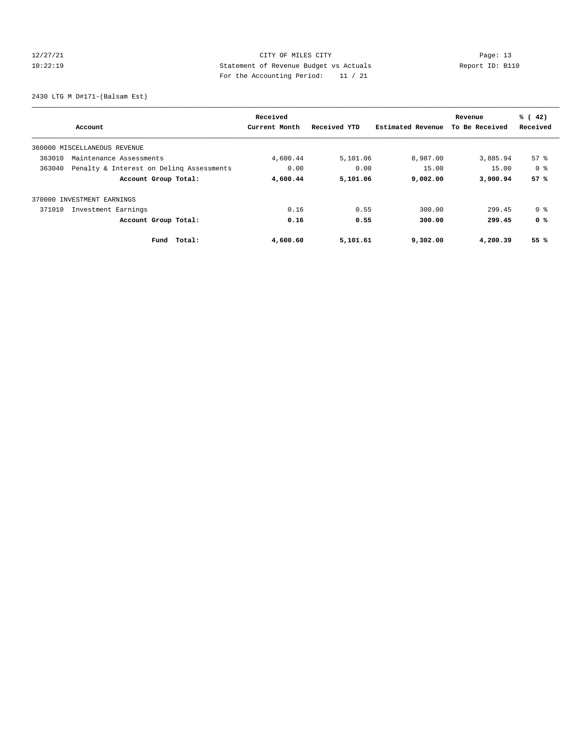12/27/21 CITY OF MILES CITY
10:22:19 Statement of Revenue Budget vs Actuals Report ID: B110
For the Accounting Period: 11 / 21

2430 LTG M D#171-(Balsam Est)

| Account | Received Current Month | Received YTD | Estimated Revenue | Revenue To Be Received | % ( 42) Received |
|---|---|---|---|---|---|
| 360000 MISCELLANEOUS REVENUE | | | | | |
| 363010 Maintenance Assessments | 4,600.44 | 5,101.06 | 8,987.00 | 3,885.94 | 57 % |
| 363040 Penalty & Interest on Delinq Assessments | 0.00 | 0.00 | 15.00 | 15.00 | 0 % |
| **Account Group Total:** | **4,600.44** | **5,101.06** | **9,002.00** | **3,900.94** | **57 %** |
| 370000 INVESTMENT EARNINGS | | | | | |
| 371010 Investment Earnings | 0.16 | 0.55 | 300.00 | 299.45 | 0 % |
| **Account Group Total:** | **0.16** | **0.55** | **300.00** | **299.45** | **0 %** |
| **Fund Total:** | **4,600.60** | **5,101.61** | **9,302.00** | **4,200.39** | **55 %** |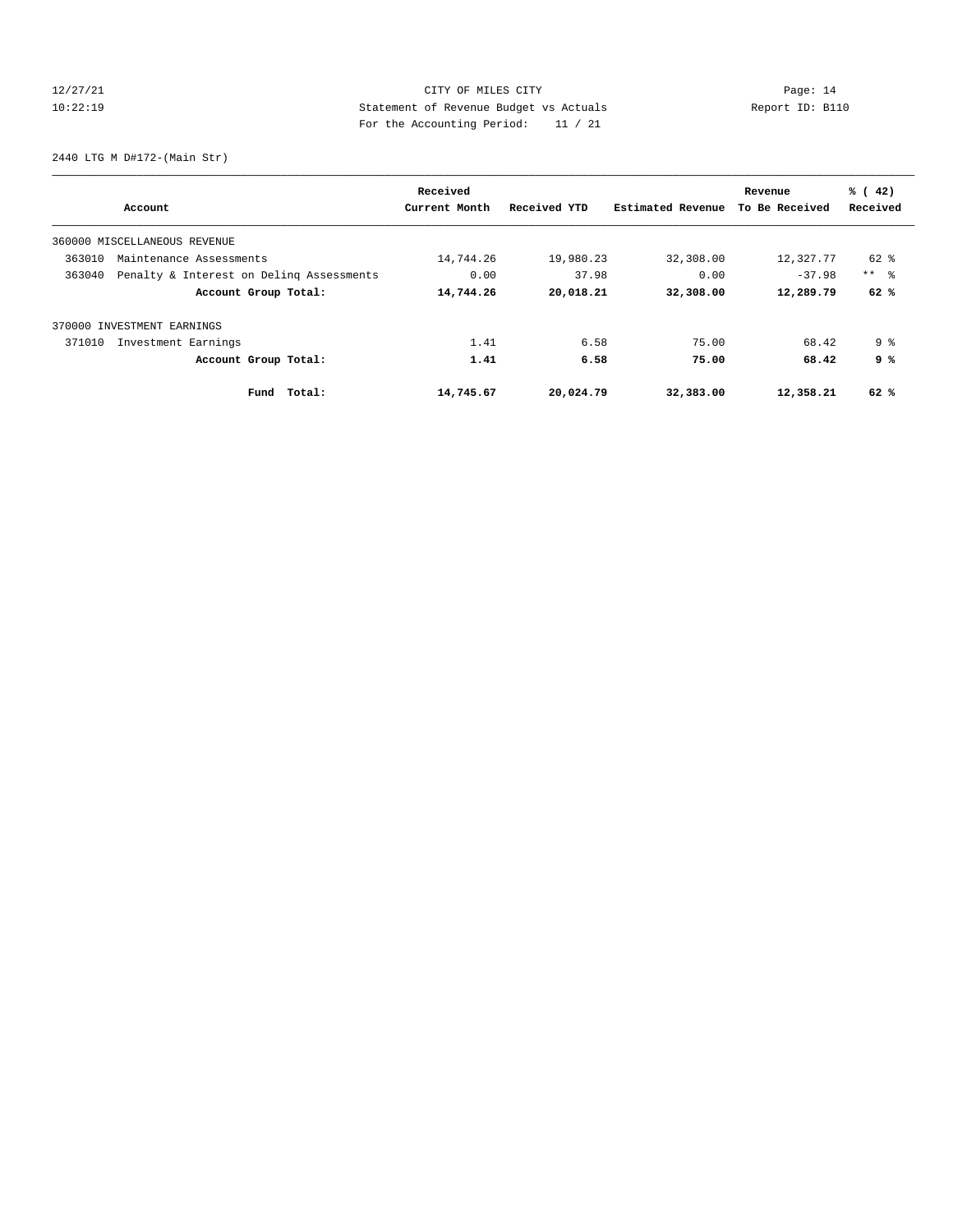2440 LTG M D#172-(Main Str)

| Account | Received Current Month | Received YTD | Estimated Revenue | Revenue To Be Received | % ( 42) Received |
|---|---|---|---|---|---|
| 360000 MISCELLANEOUS REVENUE | | | | | |
| 363010 Maintenance Assessments | 14,744.26 | 19,980.23 | 32,308.00 | 12,327.77 | 62 % |
| 363040 Penalty & Interest on Delinq Assessments | 0.00 | 37.98 | 0.00 | -37.98 | ** % |
| **Account Group Total:** | **14,744.26** | **20,018.21** | **32,308.00** | **12,289.79** | **62 %** |
| 370000 INVESTMENT EARNINGS | | | | | |
| 371010 Investment Earnings | 1.41 | 6.58 | 75.00 | 68.42 | 9 % |
| **Account Group Total:** | **1.41** | **6.58** | **75.00** | **68.42** | **9 %** |
| **Fund Total:** | **14,745.67** | **20,024.79** | **32,383.00** | **12,358.21** | **62 %** |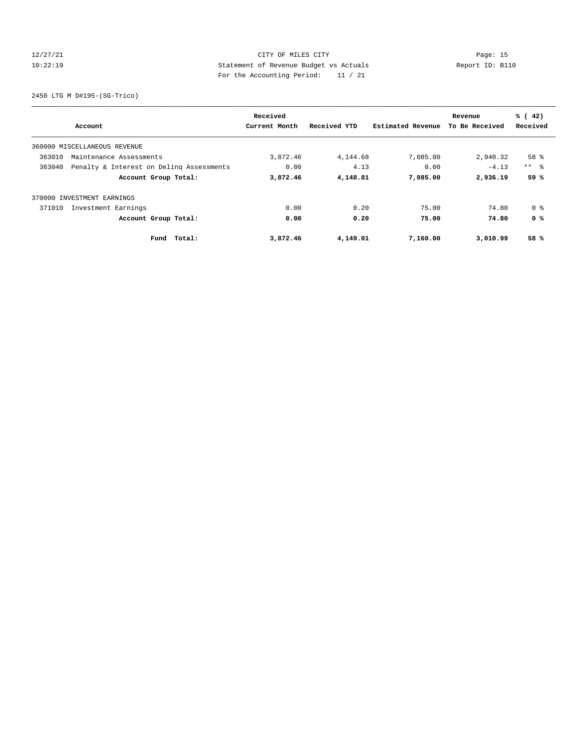12/27/21 CITY OF MILES CITY
10:22:19 Statement of Revenue Budget vs Actuals Report ID: B110
For the Accounting Period: 11 / 21

2450 LTG M D#195-(SG-Trico)

| Account | Received Current Month | Received YTD | Estimated Revenue | Revenue To Be Received | % ( 42) Received |
|---|---|---|---|---|---|
| 360000 MISCELLANEOUS REVENUE | | | | | |
| 363010 Maintenance Assessments | 3,872.46 | 4,144.68 | 7,085.00 | 2,940.32 | 58 % |
| 363040 Penalty & Interest on Delinq Assessments | 0.00 | 4.13 | 0.00 | -4.13 | ** % |
| **Account Group Total:** | **3,872.46** | **4,148.81** | **7,085.00** | **2,936.19** | **59 %** |
| 370000 INVESTMENT EARNINGS | | | | | |
| 371010 Investment Earnings | 0.00 | 0.20 | 75.00 | 74.80 | 0 % |
| **Account Group Total:** | **0.00** | **0.20** | **75.00** | **74.80** | **0 %** |
| **Fund Total:** | **3,872.46** | **4,149.01** | **7,160.00** | **3,010.99** | **58 %** |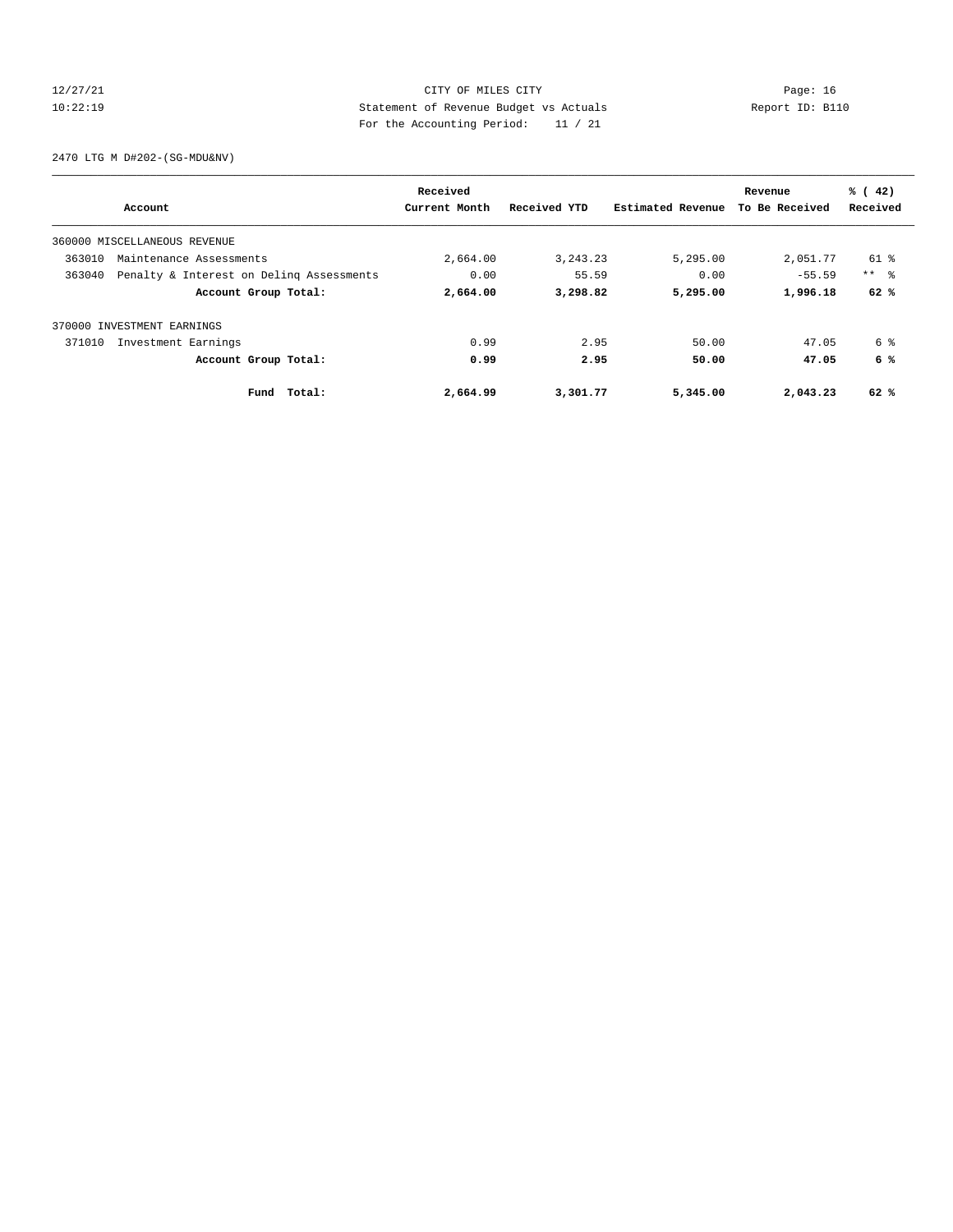CITY OF MILES CITY
Statement of Revenue Budget vs Actuals
For the Accounting Period: 11 / 21

12/27/21
10:22:19

Report ID: B110

2470 LTG M D#202-(SG-MDU&NV)

| Account | Received Current Month | Received YTD | Estimated Revenue | Revenue To Be Received | % ( 42) Received |
|---|---|---|---|---|---|
| 360000 MISCELLANEOUS REVENUE | | | | | |
| 363010 Maintenance Assessments | 2,664.00 | 3,243.23 | 5,295.00 | 2,051.77 | 61 % |
| 363040 Penalty & Interest on Delinq Assessments | 0.00 | 55.59 | 0.00 | -55.59 | ** % |
| **Account Group Total:** | **2,664.00** | **3,298.82** | **5,295.00** | **1,996.18** | **62 %** |
| 370000 INVESTMENT EARNINGS | | | | | |
| 371010 Investment Earnings | 0.99 | 2.95 | 50.00 | 47.05 | 6 % |
| **Account Group Total:** | **0.99** | **2.95** | **50.00** | **47.05** | **6 %** |
| **Fund Total:** | **2,664.99** | **3,301.77** | **5,345.00** | **2,043.23** | **62 %** |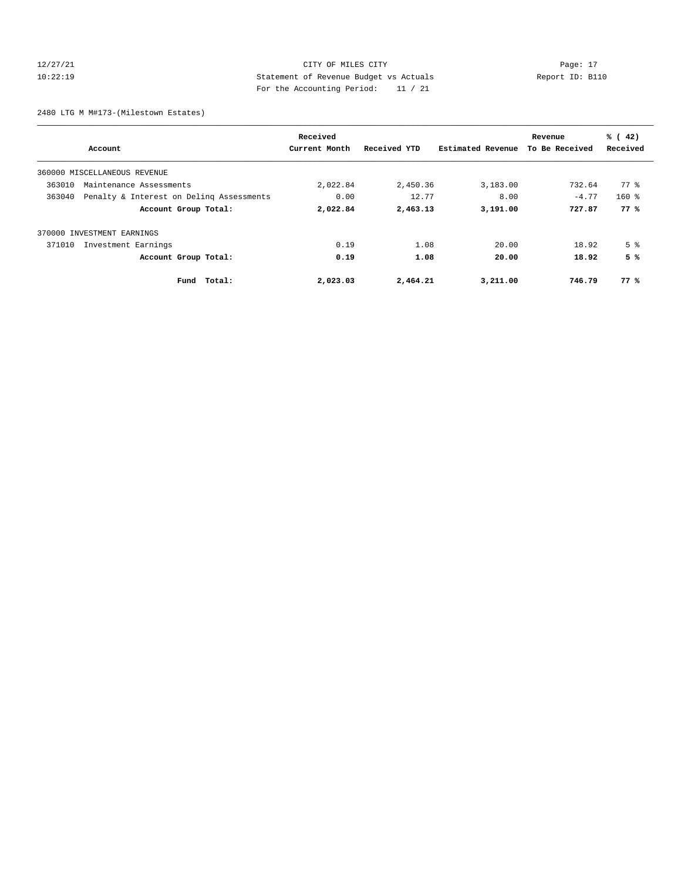2480 LTG M M#173-(Milestown Estates)

| Account | Received Current Month | Received YTD | Estimated Revenue | Revenue To Be Received | % ( 42) Received |
|---|---|---|---|---|---|
| 360000 MISCELLANEOUS REVENUE | | | | | |
| 363010 Maintenance Assessments | 2,022.84 | 2,450.36 | 3,183.00 | 732.64 | 77 % |
| 363040 Penalty & Interest on Delinq Assessments | 0.00 | 12.77 | 8.00 | -4.77 | 160 % |
| **Account Group Total:** | **2,022.84** | **2,463.13** | **3,191.00** | **727.87** | **77 %** |
| 370000 INVESTMENT EARNINGS | | | | | |
| 371010 Investment Earnings | 0.19 | 1.08 | 20.00 | 18.92 | 5 % |
| **Account Group Total:** | **0.19** | **1.08** | **20.00** | **18.92** | **5 %** |
| **Fund Total:** | **2,023.03** | **2,464.21** | **3,211.00** | **746.79** | **77 %** |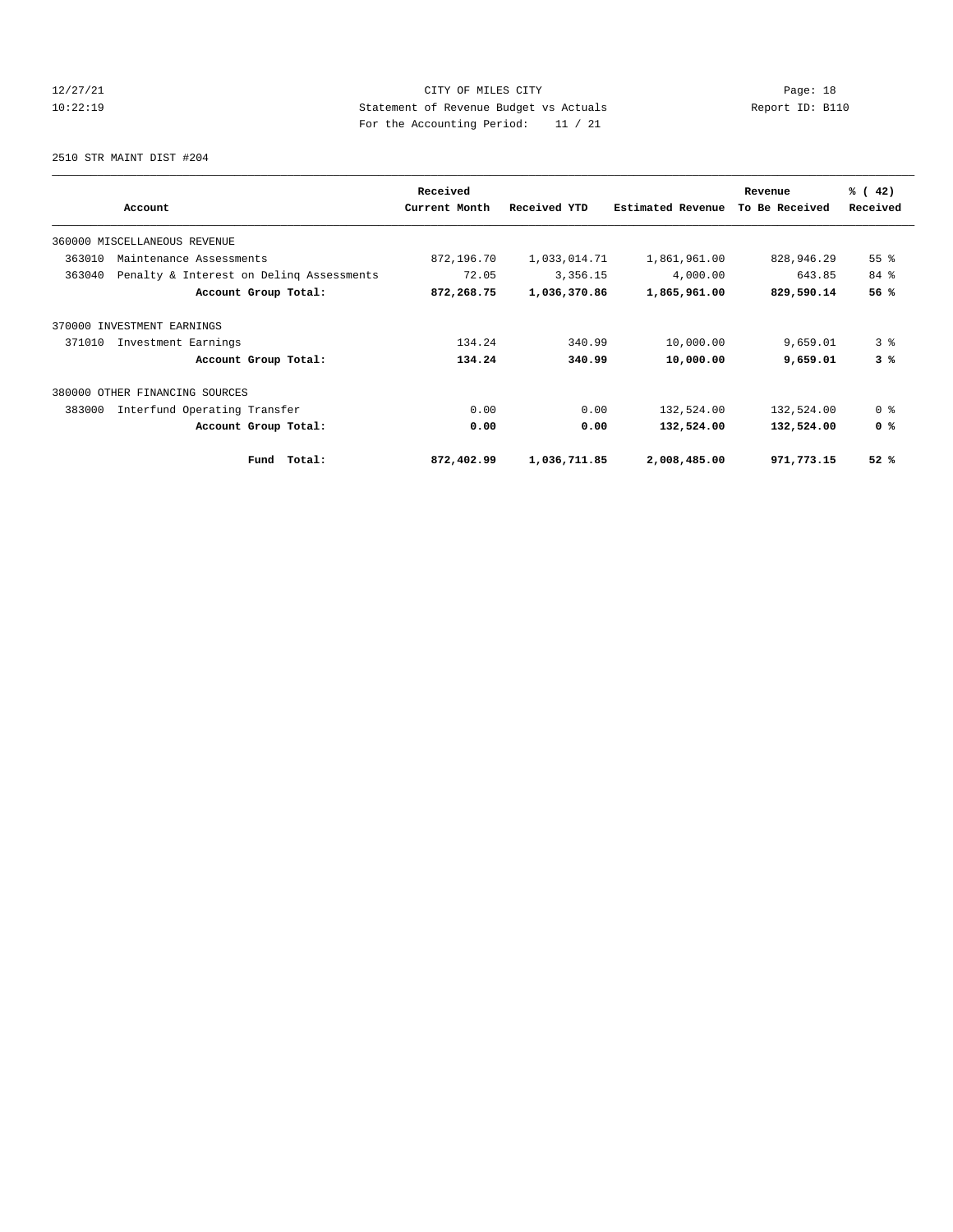CITY OF MILES CITY

Statement of Revenue Budget vs Actuals

For the Accounting Period: 11 / 21

2510 STR MAINT DIST #204

| Account | Received Current Month | Received YTD | Estimated Revenue | Revenue To Be Received | % ( 42) Received |
|---|---|---|---|---|---|
| 360000 MISCELLANEOUS REVENUE | | | | | |
| 363010 Maintenance Assessments | 872,196.70 | 1,033,014.71 | 1,861,961.00 | 828,946.29 | 55 % |
| 363040 Penalty & Interest on Delinq Assessments | 72.05 | 3,356.15 | 4,000.00 | 643.85 | 84 % |
| **Account Group Total:** | **872,268.75** | **1,036,370.86** | **1,865,961.00** | **829,590.14** | **56 %** |
| 370000 INVESTMENT EARNINGS | | | | | |
| 371010 Investment Earnings | 134.24 | 340.99 | 10,000.00 | 9,659.01 | 3 % |
| **Account Group Total:** | **134.24** | **340.99** | **10,000.00** | **9,659.01** | **3 %** |
| 380000 OTHER FINANCING SOURCES | | | | | |
| 383000 Interfund Operating Transfer | 0.00 | 0.00 | 132,524.00 | 132,524.00 | 0 % |
| **Account Group Total:** | **0.00** | **0.00** | **132,524.00** | **132,524.00** | **0 %** |
| **Fund Total:** | **872,402.99** | **1,036,711.85** | **2,008,485.00** | **971,773.15** | **52 %** |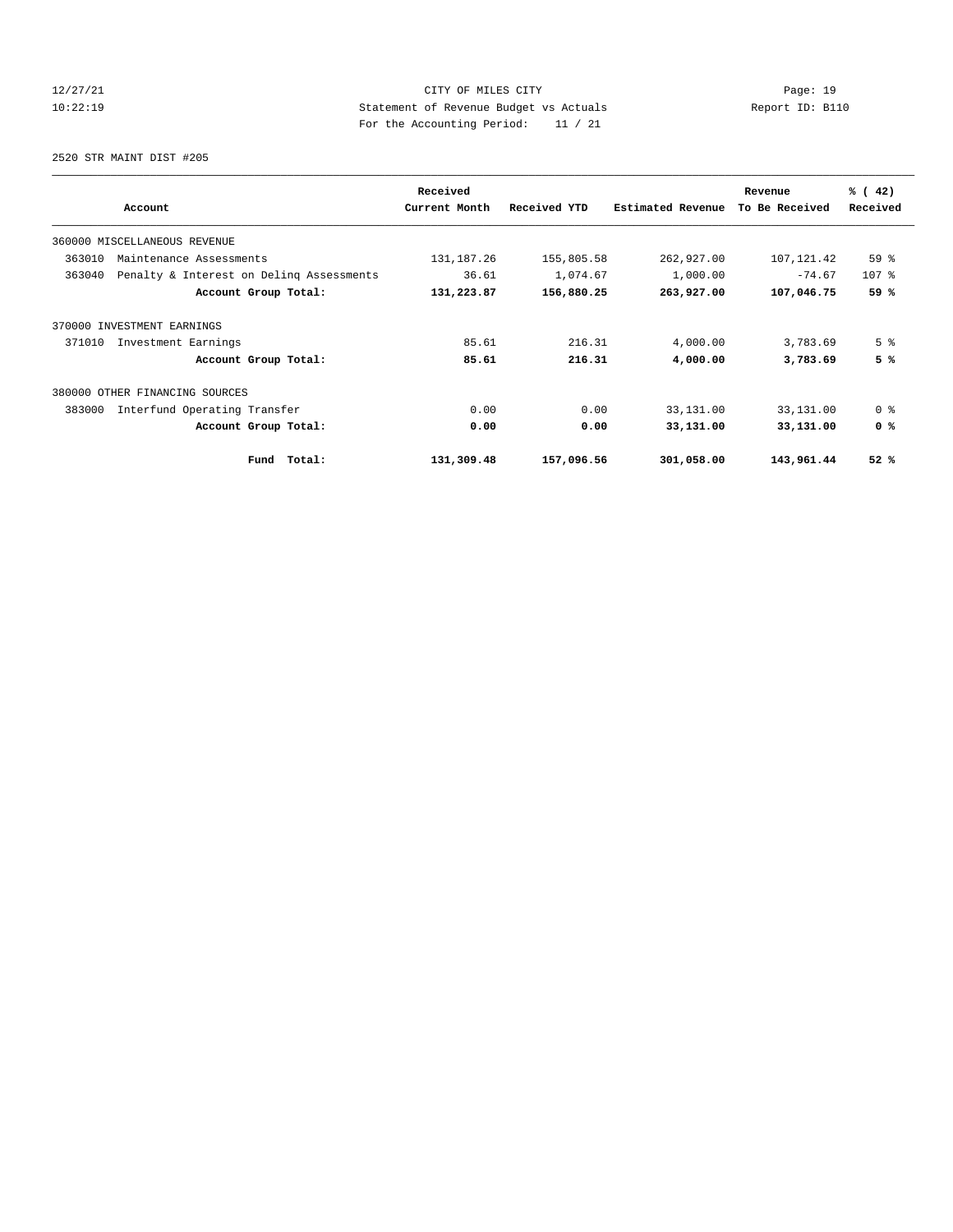12/27/21 CITY OF MILES CITY
10:22:19 Statement of Revenue Budget vs Actuals Report ID: B110
For the Accounting Period: 11 / 21

2520 STR MAINT DIST #205

| Account | Received Current Month | Received YTD | Estimated Revenue | Revenue To Be Received | % ( 42) Received |
|---|---|---|---|---|---|
| 360000 MISCELLANEOUS REVENUE | | | | | |
| 363010 Maintenance Assessments | 131,187.26 | 155,805.58 | 262,927.00 | 107,121.42 | 59 % |
| 363040 Penalty & Interest on Delinq Assessments | 36.61 | 1,074.67 | 1,000.00 | -74.67 | 107 % |
| **Account Group Total:** | **131,223.87** | **156,880.25** | **263,927.00** | **107,046.75** | **59 %** |
| 370000 INVESTMENT EARNINGS | | | | | |
| 371010 Investment Earnings | 85.61 | 216.31 | 4,000.00 | 3,783.69 | 5 % |
| **Account Group Total:** | **85.61** | **216.31** | **4,000.00** | **3,783.69** | **5 %** |
| 380000 OTHER FINANCING SOURCES | | | | | |
| 383000 Interfund Operating Transfer | 0.00 | 0.00 | 33,131.00 | 33,131.00 | 0 % |
| **Account Group Total:** | **0.00** | **0.00** | **33,131.00** | **33,131.00** | **0 %** |
| **Fund Total:** | **131,309.48** | **157,096.56** | **301,058.00** | **143,961.44** | **52 %** |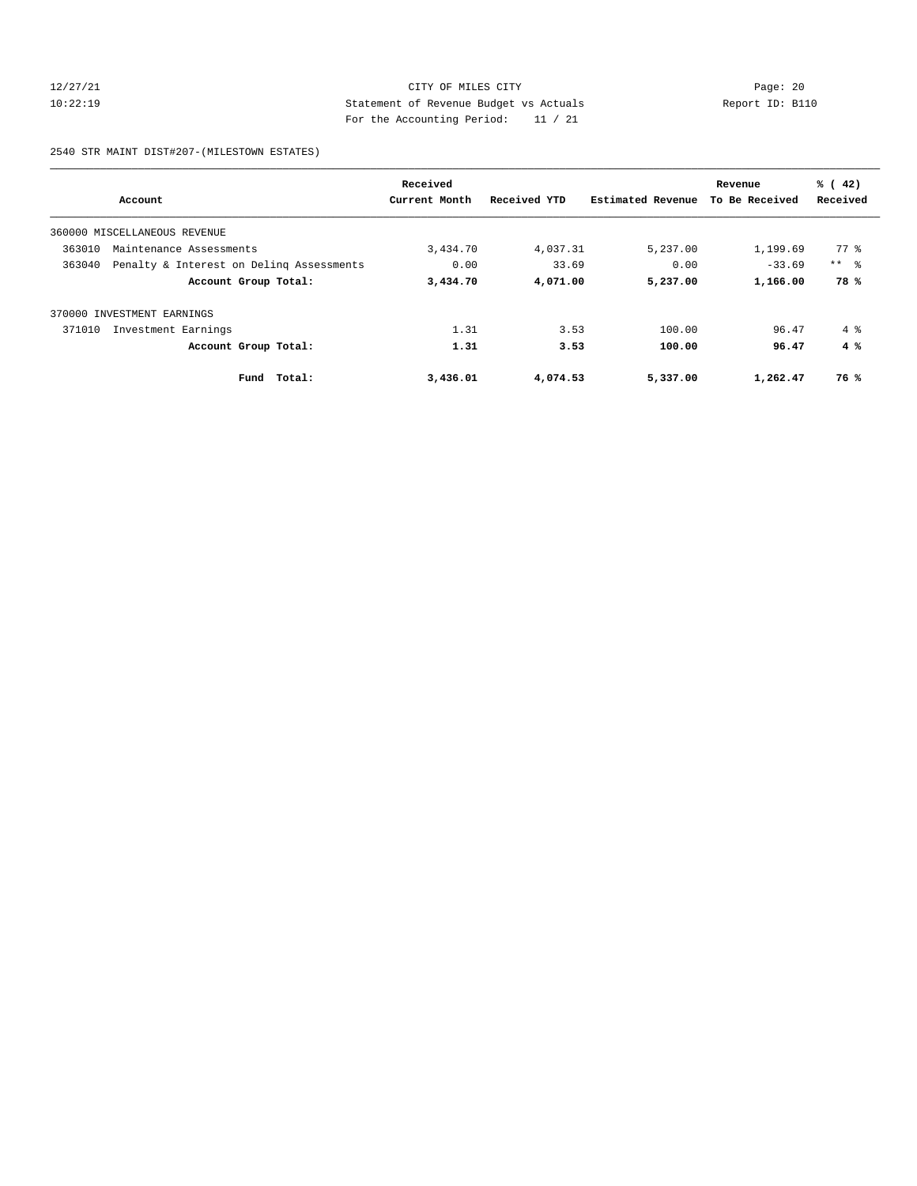CITY OF MILES CITY
Statement of Revenue Budget vs Actuals
For the Accounting Period: 11 / 21

12/27/21
10:22:19

Report ID: B110

2540 STR MAINT DIST#207-(MILESTOWN ESTATES)

| Account | Received Current Month | Received YTD | Estimated Revenue | Revenue To Be Received | % ( 42) Received |
|---|---|---|---|---|---|
| 360000 MISCELLANEOUS REVENUE | | | | | |
| 363010 Maintenance Assessments | 3,434.70 | 4,037.31 | 5,237.00 | 1,199.69 | 77 % |
| 363040 Penalty & Interest on Delinq Assessments | 0.00 | 33.69 | 0.00 | -33.69 | ** % |
| **Account Group Total:** | **3,434.70** | **4,071.00** | **5,237.00** | **1,166.00** | **78 %** |
| 370000 INVESTMENT EARNINGS | | | | | |
| 371010 Investment Earnings | 1.31 | 3.53 | 100.00 | 96.47 | 4 % |
| **Account Group Total:** | **1.31** | **3.53** | **100.00** | **96.47** | **4 %** |
| **Fund Total:** | **3,436.01** | **4,074.53** | **5,337.00** | **1,262.47** | **76 %** |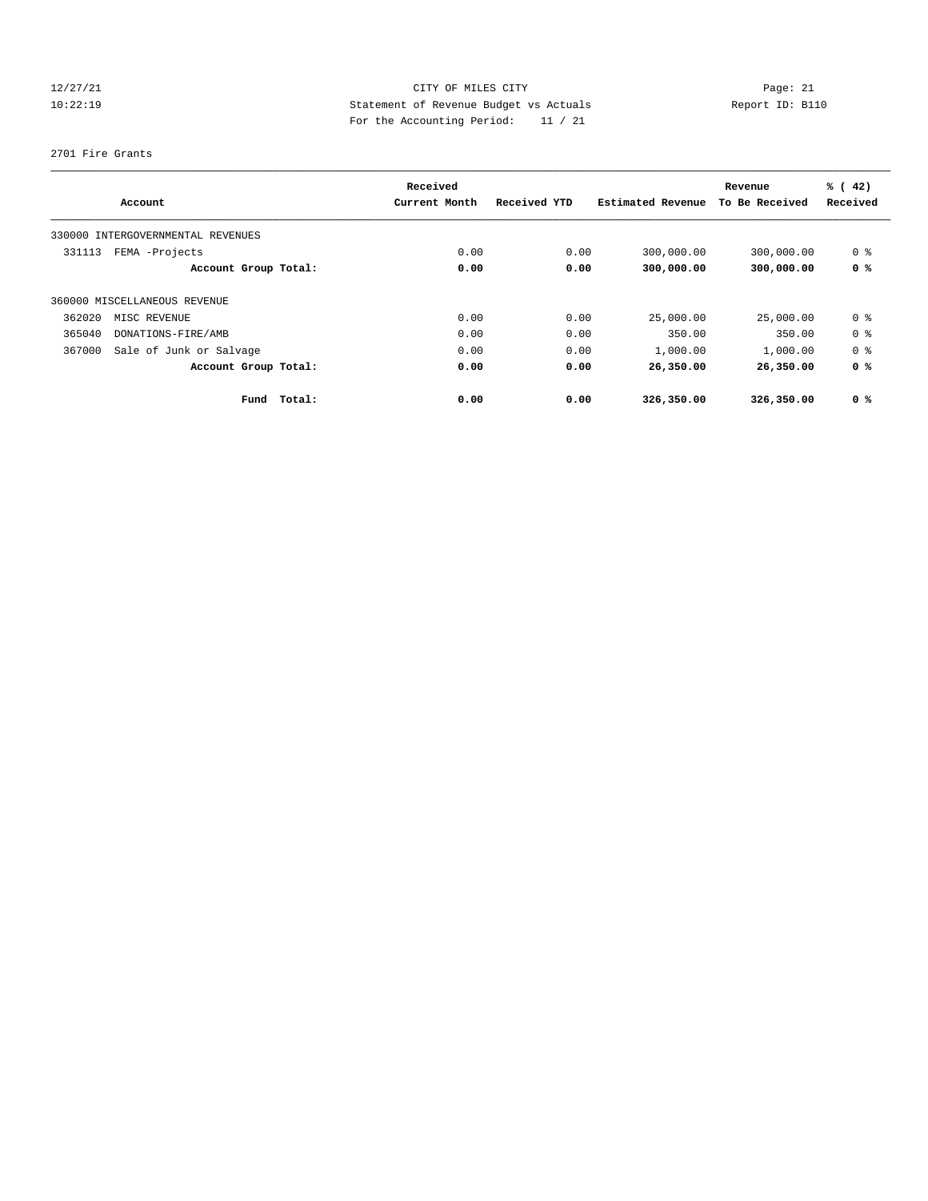12/27/21 CITY OF MILES CITY
10:22:19 Statement of Revenue Budget vs Actuals Report ID: B110
For the Accounting Period: 11 / 21

2701 Fire Grants

| Account | Received Current Month | Received YTD | Estimated Revenue | Revenue To Be Received | % ( 42) Received |
|---|---|---|---|---|---|
| 330000 INTERGOVERNMENTAL REVENUES | | | | | |
| 331113 FEMA -Projects | 0.00 | 0.00 | 300,000.00 | 300,000.00 | 0 % |
| **Account Group Total:** | **0.00** | **0.00** | **300,000.00** | **300,000.00** | **0 %** |
| 360000 MISCELLANEOUS REVENUE | | | | | |
| 362020 MISC REVENUE | 0.00 | 0.00 | 25,000.00 | 25,000.00 | 0 % |
| 365040 DONATIONS-FIRE/AMB | 0.00 | 0.00 | 350.00 | 350.00 | 0 % |
| 367000 Sale of Junk or Salvage | 0.00 | 0.00 | 1,000.00 | 1,000.00 | 0 % |
| **Account Group Total:** | **0.00** | **0.00** | **26,350.00** | **26,350.00** | **0 %** |
| **Fund Total:** | **0.00** | **0.00** | **326,350.00** | **326,350.00** | **0 %** |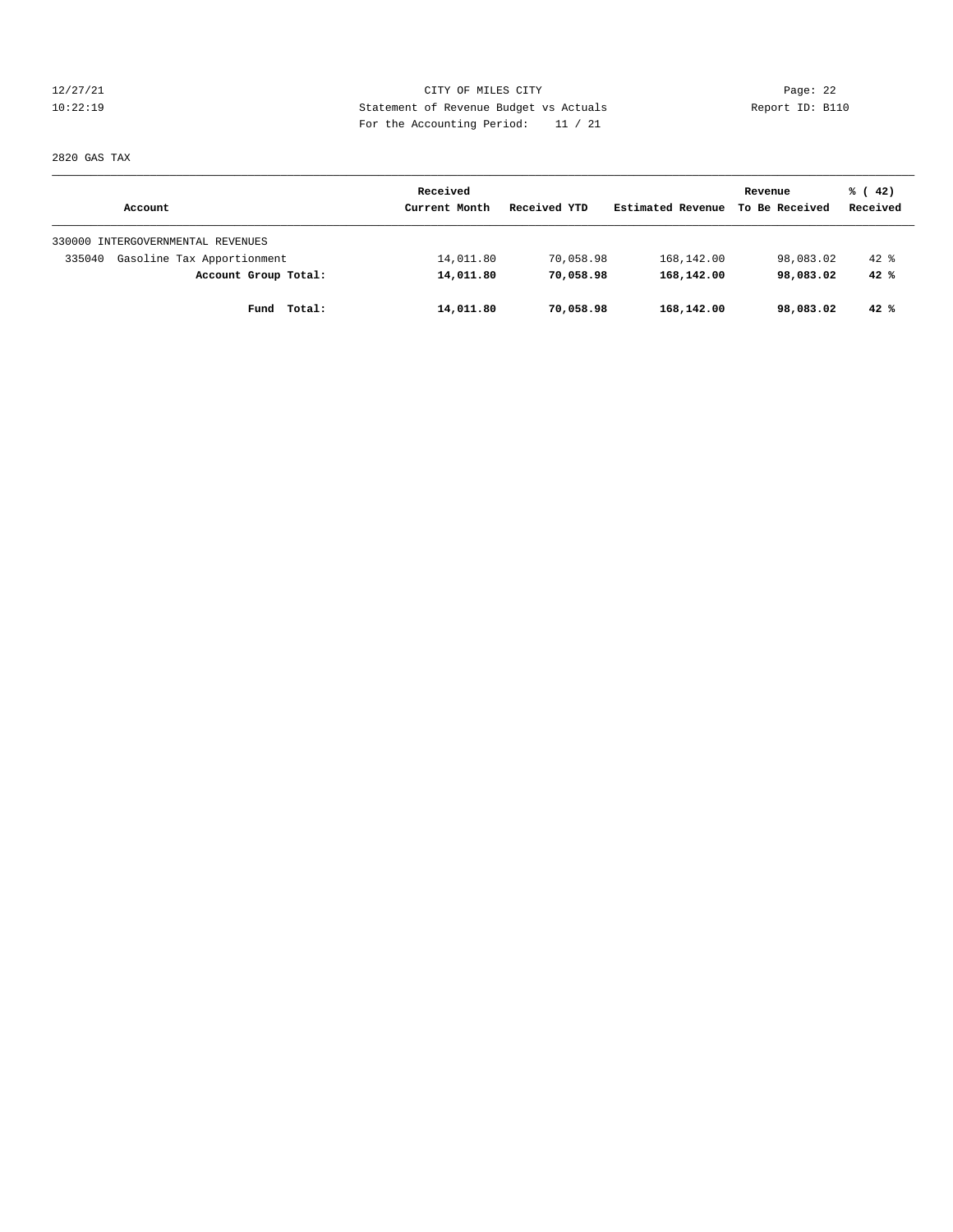CITY OF MILES CITY
Statement of Revenue Budget vs Actuals
For the Accounting Period: 11 / 21

12/27/21
10:22:19

Report ID: B110

2820 GAS TAX

| Account | Received Current Month | Received YTD | Estimated Revenue | Revenue To Be Received | % ( 42) Received |
|---|---|---|---|---|---|
| 330000 INTERGOVERNMENTAL REVENUES | | | | | |
| 335040 Gasoline Tax Apportionment | 14,011.80 | 70,058.98 | 168,142.00 | 98,083.02 | 42 % |
| **Account Group Total:** | **14,011.80** | **70,058.98** | **168,142.00** | **98,083.02** | **42 %** |
| **Fund Total:** | **14,011.80** | **70,058.98** | **168,142.00** | **98,083.02** | **42 %** |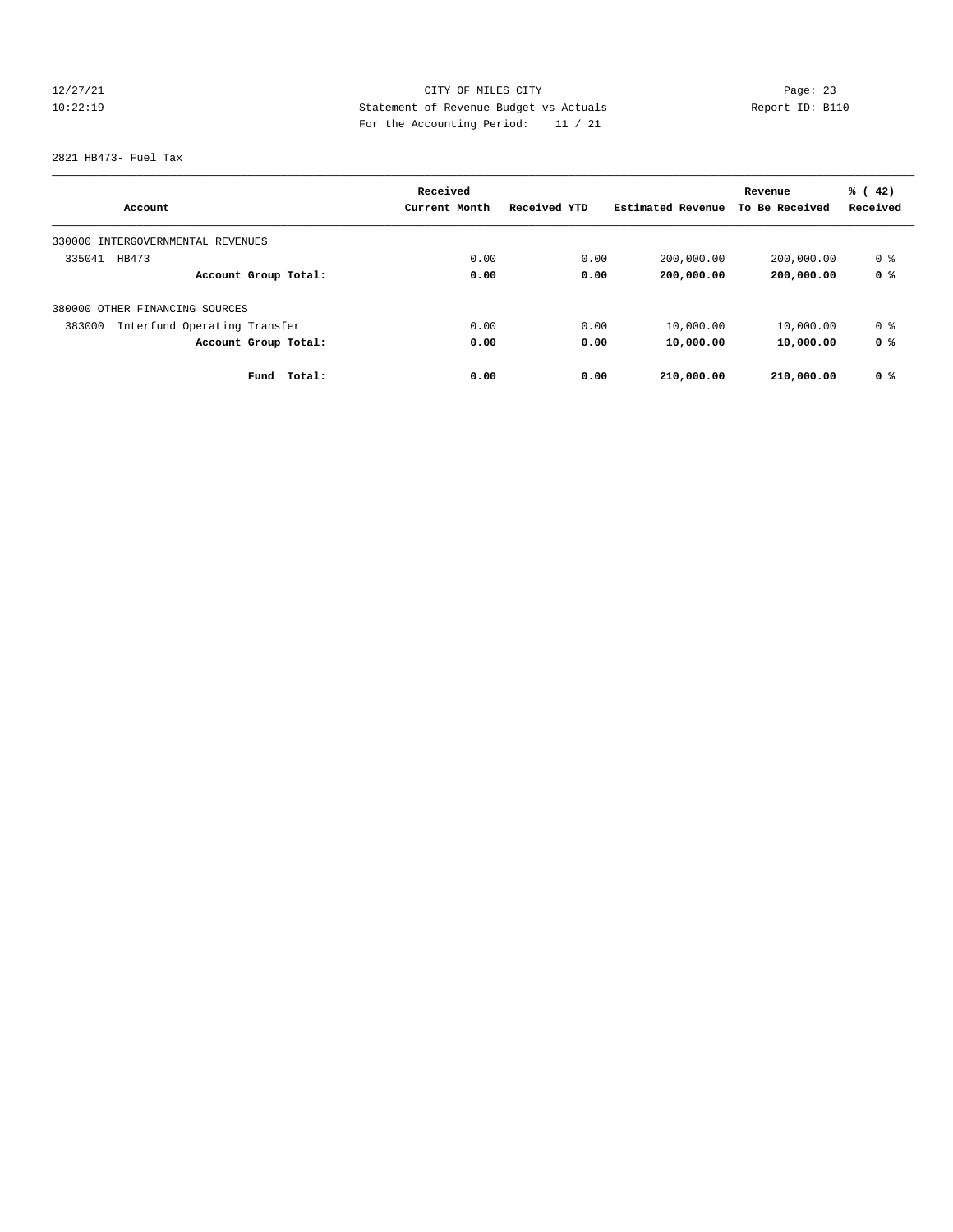CITY OF MILES CITY
Statement of Revenue Budget vs Actuals
For the Accounting Period: 11 / 21

12/27/21
10:22:19

Report ID: B110

2821 HB473- Fuel Tax

| Account | Received Current Month | Received YTD | Estimated Revenue | Revenue To Be Received | % ( 42) Received |
|---|---|---|---|---|---|
| 330000 INTERGOVERNMENTAL REVENUES | | | | | |
| 335041 HB473 | 0.00 | 0.00 | 200,000.00 | 200,000.00 | 0 % |
| **Account Group Total:** | **0.00** | **0.00** | **200,000.00** | **200,000.00** | **0 %** |
| 380000 OTHER FINANCING SOURCES | | | | | |
| 383000 Interfund Operating Transfer | 0.00 | 0.00 | 10,000.00 | 10,000.00 | 0 % |
| **Account Group Total:** | **0.00** | **0.00** | **10,000.00** | **10,000.00** | **0 %** |
| **Fund Total:** | **0.00** | **0.00** | **210,000.00** | **210,000.00** | **0 %** |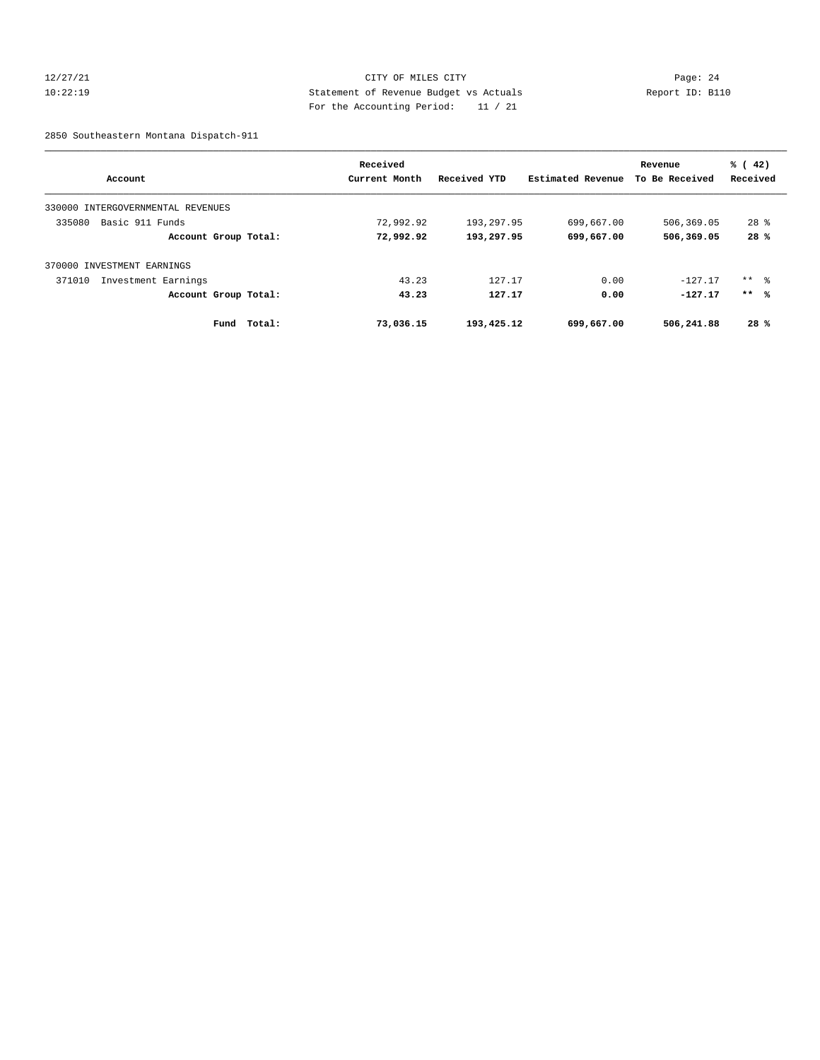CITY OF MILES CITY
Statement of Revenue Budget vs Actuals
For the Accounting Period: 11 / 21

12/27/21
10:22:19

Report ID: B110

2850 Southeastern Montana Dispatch-911

| Account | Received Current Month | Received YTD | Estimated Revenue | Revenue To Be Received | % ( 42) Received |
|---|---|---|---|---|---|
| 330000 INTERGOVERNMENTAL REVENUES | | | | | |
| 335080 Basic 911 Funds | 72,992.92 | 193,297.95 | 699,667.00 | 506,369.05 | 28 % |
| **Account Group Total:** | **72,992.92** | **193,297.95** | **699,667.00** | **506,369.05** | **28 %** |
| 370000 INVESTMENT EARNINGS | | | | | |
| 371010 Investment Earnings | 43.23 | 127.17 | 0.00 | -127.17 | ** % |
| **Account Group Total:** | **43.23** | **127.17** | **0.00** | **-127.17** | **\*\* %** |
| **Fund Total:** | **73,036.15** | **193,425.12** | **699,667.00** | **506,241.88** | **28 %** |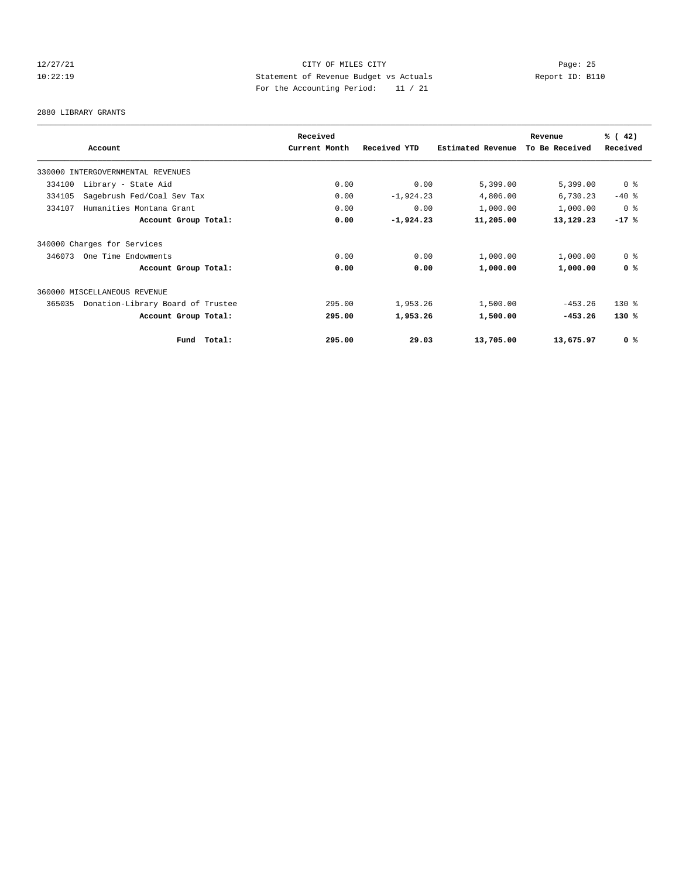CITY OF MILES CITY

Statement of Revenue Budget vs Actuals

For the Accounting Period: 11 / 21

12/27/21 10:22:19

Report ID: B110

2880 LIBRARY GRANTS

| Account | Received Current Month | Received YTD | Estimated Revenue | Revenue To Be Received | % ( 42) Received |
|---|---|---|---|---|---|
| 330000 INTERGOVERNMENTAL REVENUES | | | | | |
| 334100 Library - State Aid | 0.00 | 0.00 | 5,399.00 | 5,399.00 | 0 % |
| 334105 Sagebrush Fed/Coal Sev Tax | 0.00 | -1,924.23 | 4,806.00 | 6,730.23 | -40 % |
| 334107 Humanities Montana Grant | 0.00 | 0.00 | 1,000.00 | 1,000.00 | 0 % |
| **Account Group Total:** | **0.00** | **-1,924.23** | **11,205.00** | **13,129.23** | **-17 %** |
| 340000 Charges for Services | | | | | |
| 346073 One Time Endowments | 0.00 | 0.00 | 1,000.00 | 1,000.00 | 0 % |
| **Account Group Total:** | **0.00** | **0.00** | **1,000.00** | **1,000.00** | **0 %** |
| 360000 MISCELLANEOUS REVENUE | | | | | |
| 365035 Donation-Library Board of Trustee | 295.00 | 1,953.26 | 1,500.00 | -453.26 | 130 % |
| **Account Group Total:** | **295.00** | **1,953.26** | **1,500.00** | **-453.26** | **130 %** |
| **Fund Total:** | **295.00** | **29.03** | **13,705.00** | **13,675.97** | **0 %** |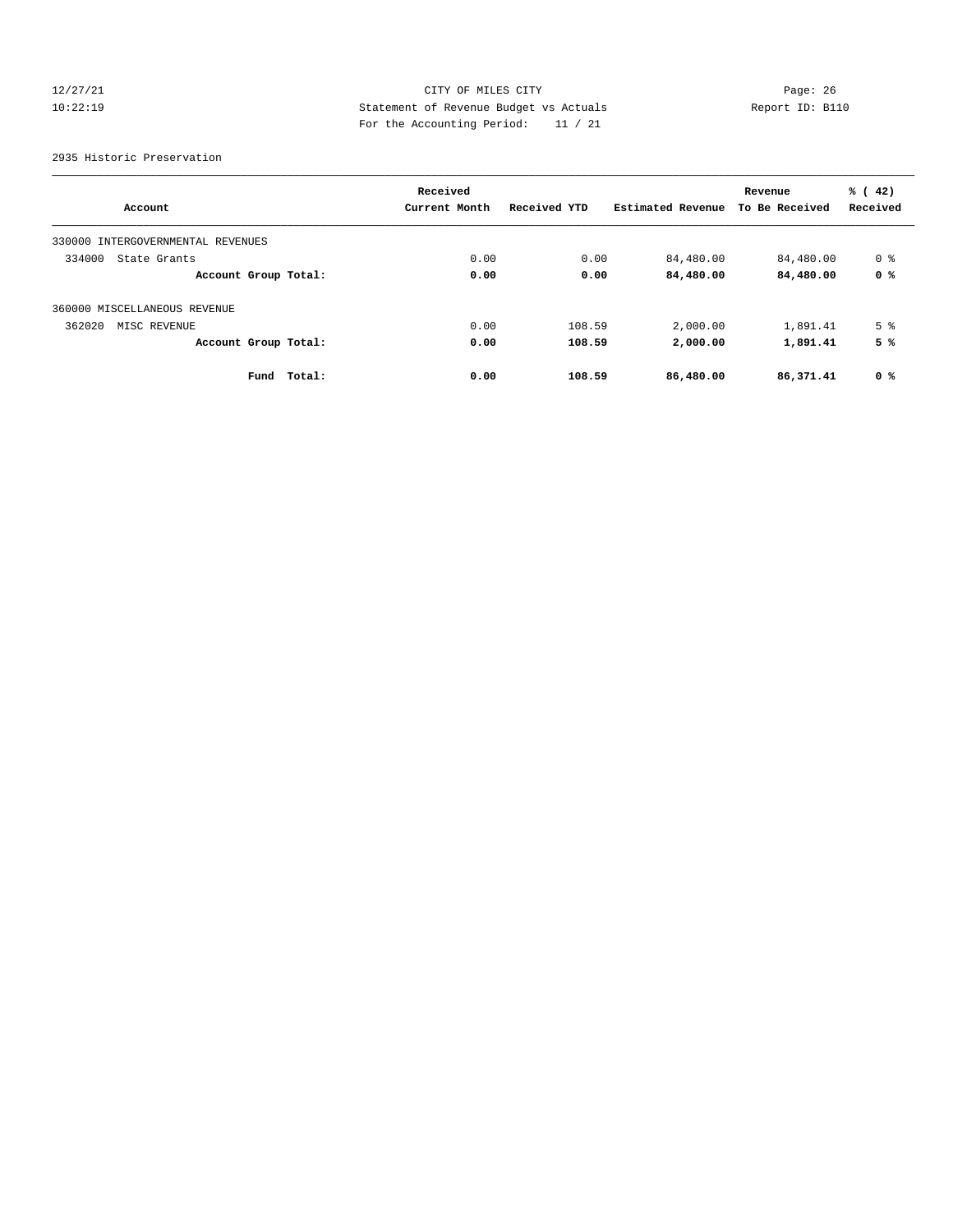12/27/21 CITY OF MILES CITY
10:22:19 Statement of Revenue Budget vs Actuals Report ID: B110
For the Accounting Period: 11 / 21

2935 Historic Preservation

| Account | Received Current Month | Received YTD | Estimated Revenue | Revenue To Be Received | % ( 42) Received |
|---|---|---|---|---|---|
| 330000 INTERGOVERNMENTAL REVENUES | | | | | |
| 334000 State Grants | 0.00 | 0.00 | 84,480.00 | 84,480.00 | 0 % |
| **Account Group Total:** | **0.00** | **0.00** | **84,480.00** | **84,480.00** | **0 %** |
| 360000 MISCELLANEOUS REVENUE | | | | | |
| 362020 MISC REVENUE | 0.00 | 108.59 | 2,000.00 | 1,891.41 | 5 % |
| **Account Group Total:** | **0.00** | **108.59** | **2,000.00** | **1,891.41** | **5 %** |
| **Fund Total:** | **0.00** | **108.59** | **86,480.00** | **86,371.41** | **0 %** |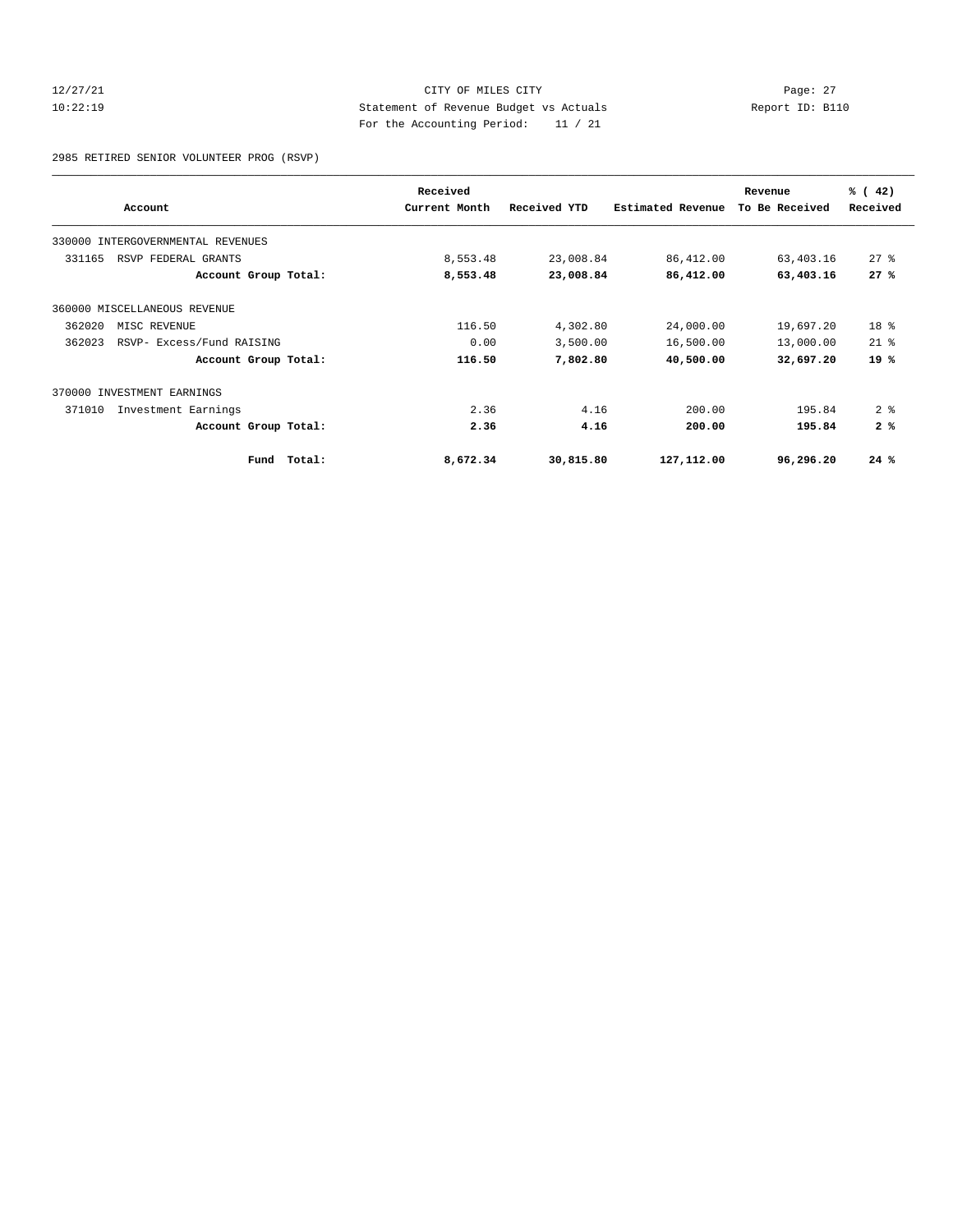CITY OF MILES CITY
Statement of Revenue Budget vs Actuals
For the Accounting Period: 11 / 21

12/27/21 10:22:19 — Report ID: B110

2985 RETIRED SENIOR VOLUNTEER PROG (RSVP)

| Account | Received Current Month | Received YTD | Estimated Revenue | Revenue To Be Received | % ( 42) Received |
|---|---|---|---|---|---|
| 330000 INTERGOVERNMENTAL REVENUES | | | | | |
| 331165 RSVP FEDERAL GRANTS | 8,553.48 | 23,008.84 | 86,412.00 | 63,403.16 | 27 % |
| **Account Group Total:** | **8,553.48** | **23,008.84** | **86,412.00** | **63,403.16** | **27 %** |
| 360000 MISCELLANEOUS REVENUE | | | | | |
| 362020 MISC REVENUE | 116.50 | 4,302.80 | 24,000.00 | 19,697.20 | 18 % |
| 362023 RSVP- Excess/Fund RAISING | 0.00 | 3,500.00 | 16,500.00 | 13,000.00 | 21 % |
| **Account Group Total:** | **116.50** | **7,802.80** | **40,500.00** | **32,697.20** | **19 %** |
| 370000 INVESTMENT EARNINGS | | | | | |
| 371010 Investment Earnings | 2.36 | 4.16 | 200.00 | 195.84 | 2 % |
| **Account Group Total:** | **2.36** | **4.16** | **200.00** | **195.84** | **2 %** |
| **Fund Total:** | **8,672.34** | **30,815.80** | **127,112.00** | **96,296.20** | **24 %** |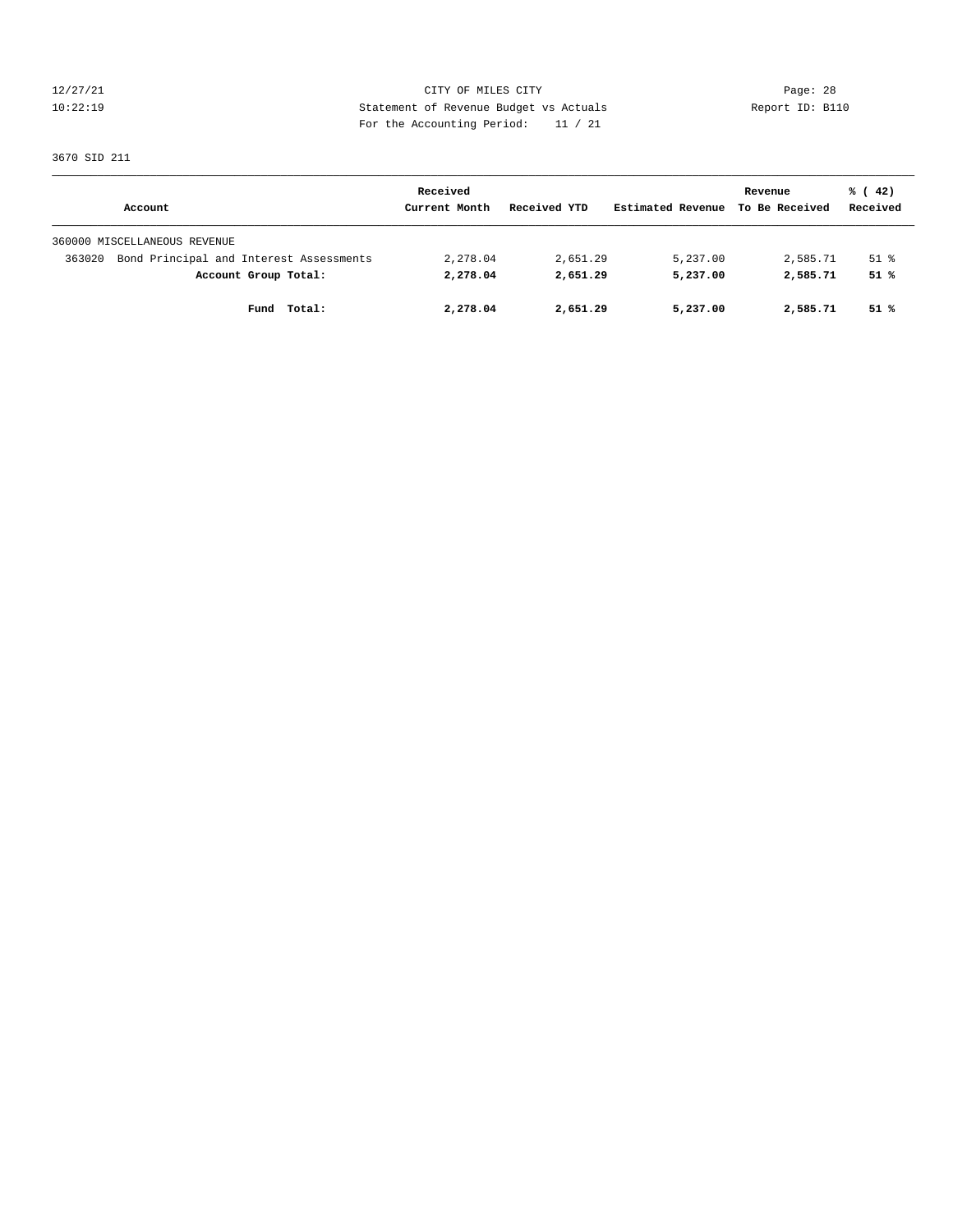CITY OF MILES CITY
Statement of Revenue Budget vs Actuals
For the Accounting Period: 11 / 21

12/27/21
10:22:19

Report ID: B110

3670 SID 211

| Account | Received Current Month | Received YTD | Estimated Revenue | Revenue To Be Received | % ( 42) Received |
|---|---|---|---|---|---|
| 360000 MISCELLANEOUS REVENUE | | | | | |
| 363020 Bond Principal and Interest Assessments | 2,278.04 | 2,651.29 | 5,237.00 | 2,585.71 | 51 % |
| **Account Group Total:** | **2,278.04** | **2,651.29** | **5,237.00** | **2,585.71** | **51 %** |
| **Fund Total:** | **2,278.04** | **2,651.29** | **5,237.00** | **2,585.71** | **51 %** |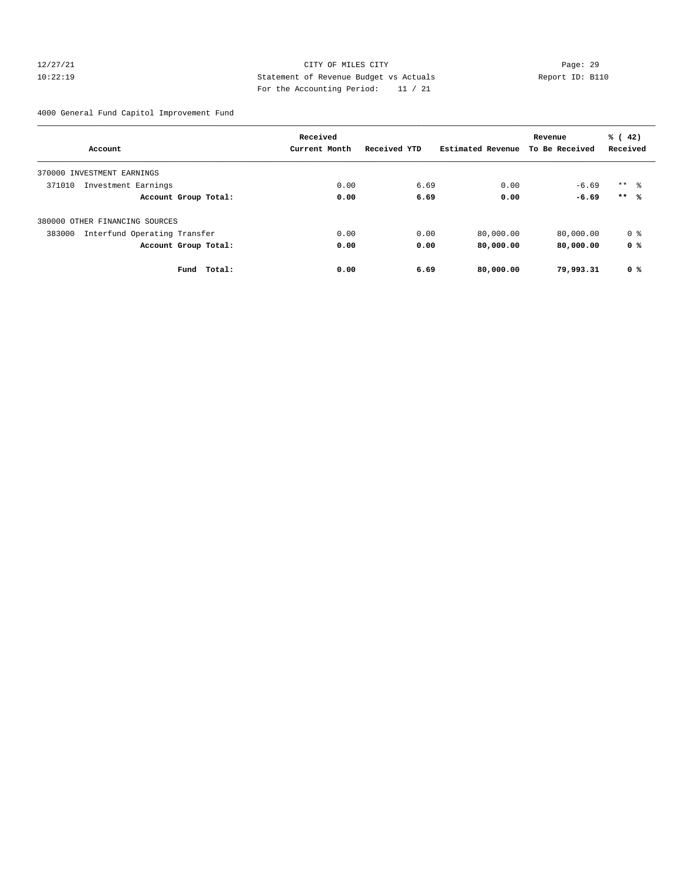CITY OF MILES CITY
Statement of Revenue Budget vs Actuals
For the Accounting Period: 11 / 21

12/27/21
10:22:19

Report ID: B110

4000 General Fund Capitol Improvement Fund

| Account | Received Current Month | Received YTD | Estimated Revenue | Revenue To Be Received | % ( 42) Received |
|---|---|---|---|---|---|
| 370000 INVESTMENT EARNINGS | | | | | |
| 371010 Investment Earnings | 0.00 | 6.69 | 0.00 | -6.69 | ** % |
| **Account Group Total:** | **0.00** | **6.69** | **0.00** | **-6.69** | **\*\* %** |
| 380000 OTHER FINANCING SOURCES | | | | | |
| 383000 Interfund Operating Transfer | 0.00 | 0.00 | 80,000.00 | 80,000.00 | 0 % |
| **Account Group Total:** | **0.00** | **0.00** | **80,000.00** | **80,000.00** | **0 %** |
| **Fund Total:** | **0.00** | **6.69** | **80,000.00** | **79,993.31** | **0 %** |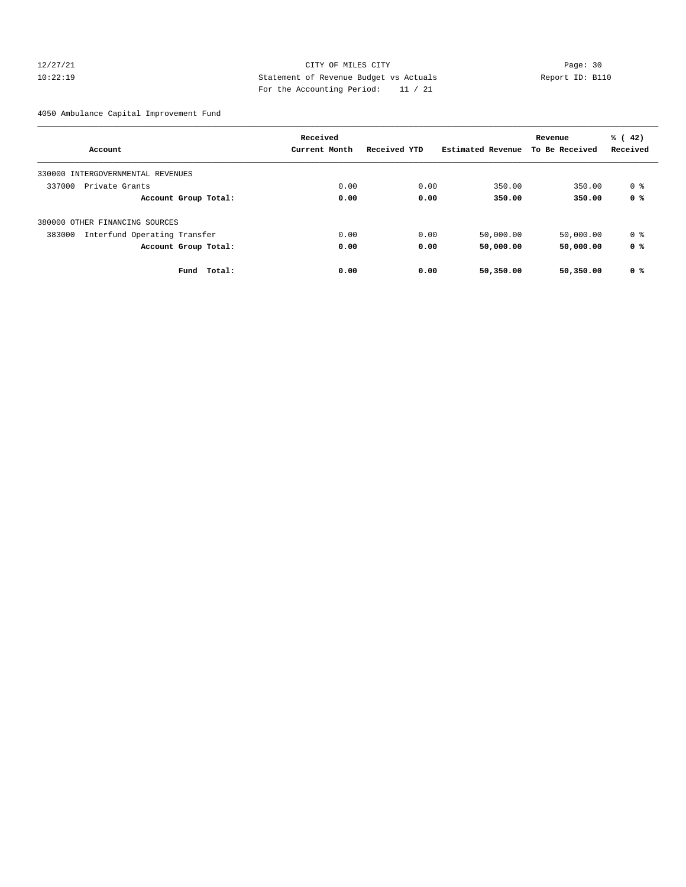CITY OF MILES CITY

Statement of Revenue Budget vs Actuals

For the Accounting Period: 11 / 21

4050 Ambulance Capital Improvement Fund

| Account | Received Current Month | Received YTD | Estimated Revenue | Revenue To Be Received | % ( 42) Received |
|---|---|---|---|---|---|
| 330000 INTERGOVERNMENTAL REVENUES | | | | | |
| 337000 Private Grants | 0.00 | 0.00 | 350.00 | 350.00 | 0 % |
| **Account Group Total:** | **0.00** | **0.00** | **350.00** | **350.00** | **0 %** |
| 380000 OTHER FINANCING SOURCES | | | | | |
| 383000 Interfund Operating Transfer | 0.00 | 0.00 | 50,000.00 | 50,000.00 | 0 % |
| **Account Group Total:** | **0.00** | **0.00** | **50,000.00** | **50,000.00** | **0 %** |
| **Fund Total:** | **0.00** | **0.00** | **50,350.00** | **50,350.00** | **0 %** |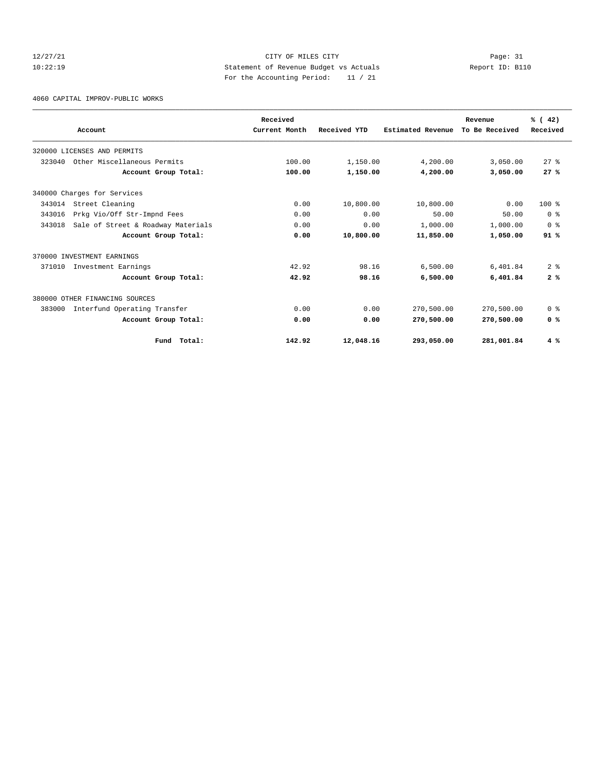CITY OF MILES CITY

Statement of Revenue Budget vs Actuals

For the Accounting Period: 11 / 21

4060 CAPITAL IMPROV-PUBLIC WORKS

| Account | Received Current Month | Received YTD | Estimated Revenue | Revenue To Be Received | % ( 42) Received |
|---|---|---|---|---|---|
| 320000 LICENSES AND PERMITS | | | | | |
| 323040 Other Miscellaneous Permits | 100.00 | 1,150.00 | 4,200.00 | 3,050.00 | 27 % |
| **Account Group Total:** | **100.00** | **1,150.00** | **4,200.00** | **3,050.00** | **27 %** |
| 340000 Charges for Services | | | | | |
| 343014 Street Cleaning | 0.00 | 10,800.00 | 10,800.00 | 0.00 | 100 % |
| 343016 Prkg Vio/Off Str-Impnd Fees | 0.00 | 0.00 | 50.00 | 50.00 | 0 % |
| 343018 Sale of Street & Roadway Materials | 0.00 | 0.00 | 1,000.00 | 1,000.00 | 0 % |
| **Account Group Total:** | **0.00** | **10,800.00** | **11,850.00** | **1,050.00** | **91 %** |
| 370000 INVESTMENT EARNINGS | | | | | |
| 371010 Investment Earnings | 42.92 | 98.16 | 6,500.00 | 6,401.84 | 2 % |
| **Account Group Total:** | **42.92** | **98.16** | **6,500.00** | **6,401.84** | **2 %** |
| 380000 OTHER FINANCING SOURCES | | | | | |
| 383000 Interfund Operating Transfer | 0.00 | 0.00 | 270,500.00 | 270,500.00 | 0 % |
| **Account Group Total:** | **0.00** | **0.00** | **270,500.00** | **270,500.00** | **0 %** |
| **Fund Total:** | **142.92** | **12,048.16** | **293,050.00** | **281,001.84** | **4 %** |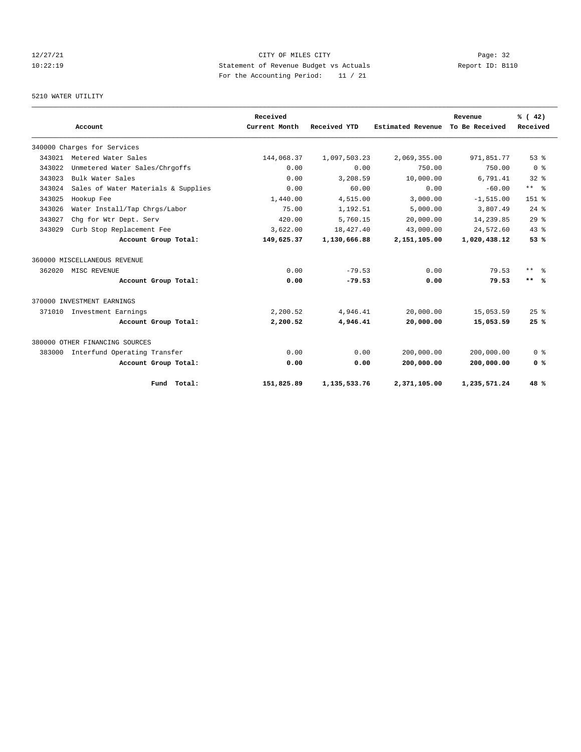12/27/21 CITY OF MILES CITY

10:22:19 Statement of Revenue Budget vs Actuals Report ID: B110

For the Accounting Period: 11 / 21

5210 WATER UTILITY

| Account | | Received Current Month | Received YTD | Estimated Revenue | Revenue To Be Received | % ( 42) Received |
|---|---|---|---|---|---|---|
| 340000 Charges for Services | | | | | | |
| 343021 | Metered Water Sales | 144,068.37 | 1,097,503.23 | 2,069,355.00 | 971,851.77 | 53 % |
| 343022 | Unmetered Water Sales/Chrgoffs | 0.00 | 0.00 | 750.00 | 750.00 | 0 % |
| 343023 | Bulk Water Sales | 0.00 | 3,208.59 | 10,000.00 | 6,791.41 | 32 % |
| 343024 | Sales of Water Materials & Supplies | 0.00 | 60.00 | 0.00 | -60.00 | ** % |
| 343025 | Hookup Fee | 1,440.00 | 4,515.00 | 3,000.00 | -1,515.00 | 151 % |
| 343026 | Water Install/Tap Chrgs/Labor | 75.00 | 1,192.51 | 5,000.00 | 3,807.49 | 24 % |
| 343027 | Chg for Wtr Dept. Serv | 420.00 | 5,760.15 | 20,000.00 | 14,239.85 | 29 % |
| 343029 | Curb Stop Replacement Fee | 3,622.00 | 18,427.40 | 43,000.00 | 24,572.60 | 43 % |
| | **Account Group Total:** | **149,625.37** | **1,130,666.88** | **2,151,105.00** | **1,020,438.12** | **53 %** |
| 360000 MISCELLANEOUS REVENUE | | | | | | |
| 362020 | MISC REVENUE | 0.00 | -79.53 | 0.00 | 79.53 | ** % |
| | **Account Group Total:** | **0.00** | **-79.53** | **0.00** | **79.53** | **\*\* %** |
| 370000 INVESTMENT EARNINGS | | | | | | |
| 371010 | Investment Earnings | 2,200.52 | 4,946.41 | 20,000.00 | 15,053.59 | 25 % |
| | **Account Group Total:** | **2,200.52** | **4,946.41** | **20,000.00** | **15,053.59** | **25 %** |
| 380000 OTHER FINANCING SOURCES | | | | | | |
| 383000 | Interfund Operating Transfer | 0.00 | 0.00 | 200,000.00 | 200,000.00 | 0 % |
| | **Account Group Total:** | **0.00** | **0.00** | **200,000.00** | **200,000.00** | **0 %** |
| | **Fund Total:** | **151,825.89** | **1,135,533.76** | **2,371,105.00** | **1,235,571.24** | **48 %** |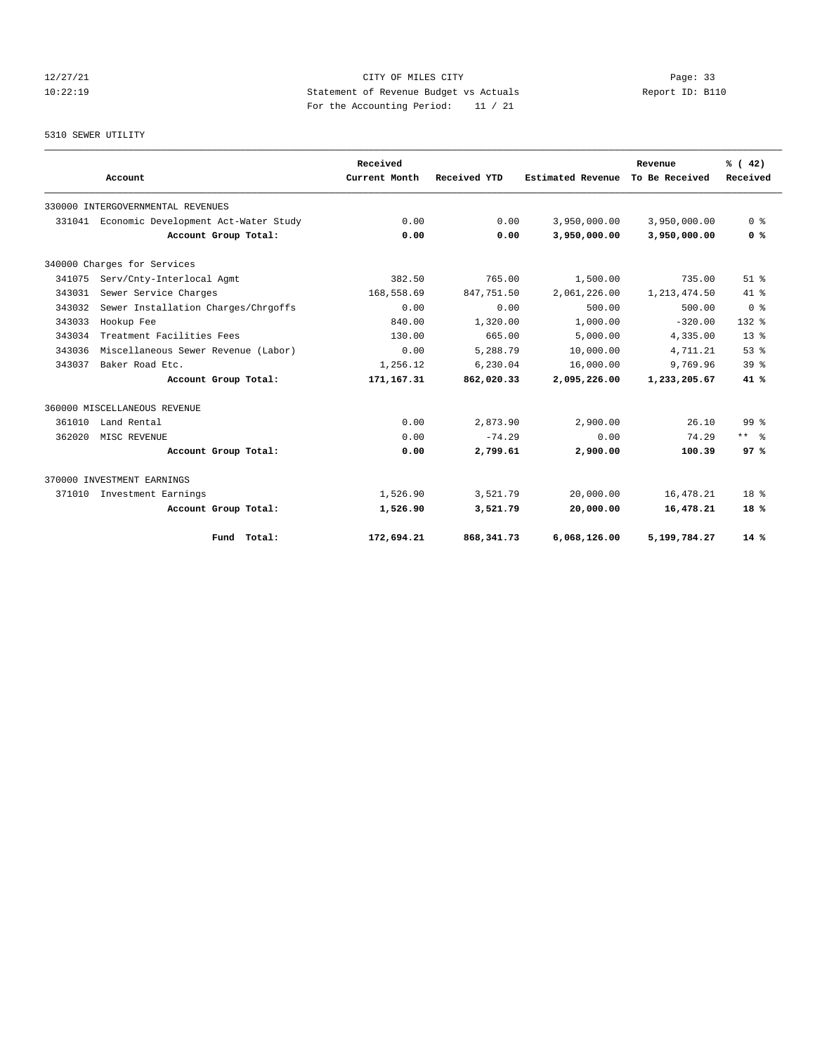12/27/21 CITY OF MILES CITY

10:22:19 Statement of Revenue Budget vs Actuals Report ID: B110

For the Accounting Period: 11 / 21

5310 SEWER UTILITY

| Account | | Received Current Month | Received YTD | Estimated Revenue | Revenue To Be Received | % ( 42) Received |
|---|---|---|---|---|---|---|
| 330000 INTERGOVERNMENTAL REVENUES | | | | | | |
| 331041 | Economic Development Act-Water Study | 0.00 | 0.00 | 3,950,000.00 | 3,950,000.00 | 0 % |
| | **Account Group Total:** | **0.00** | **0.00** | **3,950,000.00** | **3,950,000.00** | **0 %** |
| 340000 Charges for Services | | | | | | |
| 341075 | Serv/Cnty-Interlocal Agmt | 382.50 | 765.00 | 1,500.00 | 735.00 | 51 % |
| 343031 | Sewer Service Charges | 168,558.69 | 847,751.50 | 2,061,226.00 | 1,213,474.50 | 41 % |
| 343032 | Sewer Installation Charges/Chrgoffs | 0.00 | 0.00 | 500.00 | 500.00 | 0 % |
| 343033 | Hookup Fee | 840.00 | 1,320.00 | 1,000.00 | -320.00 | 132 % |
| 343034 | Treatment Facilities Fees | 130.00 | 665.00 | 5,000.00 | 4,335.00 | 13 % |
| 343036 | Miscellaneous Sewer Revenue (Labor) | 0.00 | 5,288.79 | 10,000.00 | 4,711.21 | 53 % |
| 343037 | Baker Road Etc. | 1,256.12 | 6,230.04 | 16,000.00 | 9,769.96 | 39 % |
| | **Account Group Total:** | **171,167.31** | **862,020.33** | **2,095,226.00** | **1,233,205.67** | **41 %** |
| 360000 MISCELLANEOUS REVENUE | | | | | | |
| 361010 | Land Rental | 0.00 | 2,873.90 | 2,900.00 | 26.10 | 99 % |
| 362020 | MISC REVENUE | 0.00 | -74.29 | 0.00 | 74.29 | ** % |
| | **Account Group Total:** | **0.00** | **2,799.61** | **2,900.00** | **100.39** | **97 %** |
| 370000 INVESTMENT EARNINGS | | | | | | |
| 371010 | Investment Earnings | 1,526.90 | 3,521.79 | 20,000.00 | 16,478.21 | 18 % |
| | **Account Group Total:** | **1,526.90** | **3,521.79** | **20,000.00** | **16,478.21** | **18 %** |
| | **Fund Total:** | **172,694.21** | **868,341.73** | **6,068,126.00** | **5,199,784.27** | **14 %** |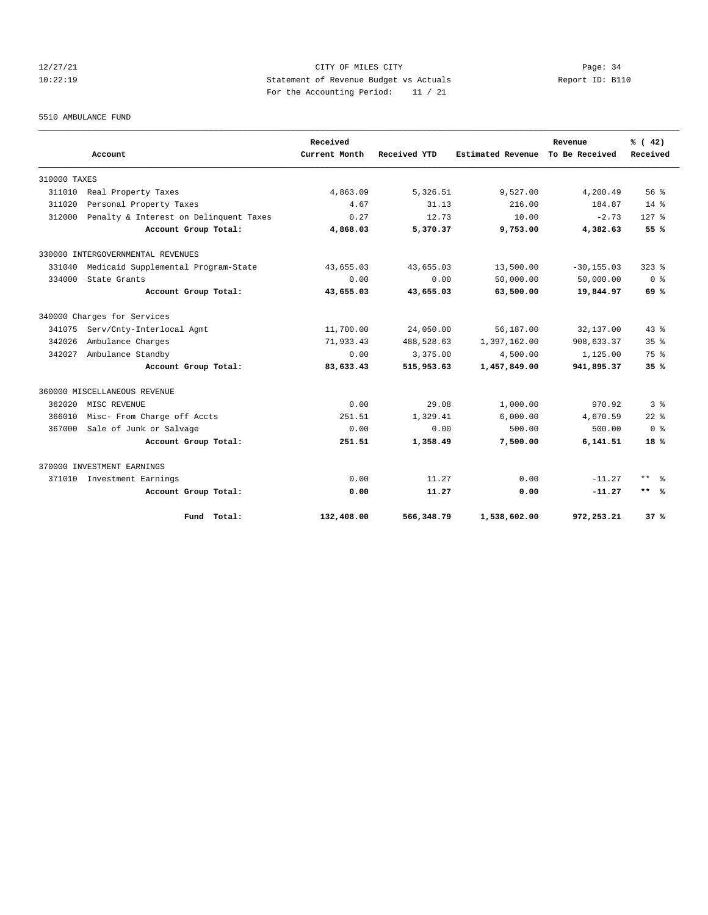CITY OF MILES CITY
Statement of Revenue Budget vs Actuals
For the Accounting Period: 11 / 21

12/27/21
10:22:19

Page: 34
Report ID: B110

5510 AMBULANCE FUND

| Account | Received Current Month | Received YTD | Estimated Revenue | Revenue To Be Received | % ( 42) Received |
|---|---|---|---|---|---|
| 310000 TAXES | | | | | |
| 311010 Real Property Taxes | 4,863.09 | 5,326.51 | 9,527.00 | 4,200.49 | 56 % |
| 311020 Personal Property Taxes | 4.67 | 31.13 | 216.00 | 184.87 | 14 % |
| 312000 Penalty & Interest on Delinquent Taxes | 0.27 | 12.73 | 10.00 | -2.73 | 127 % |
| **Account Group Total:** | **4,868.03** | **5,370.37** | **9,753.00** | **4,382.63** | **55 %** |
| 330000 INTERGOVERNMENTAL REVENUES | | | | | |
| 331040 Medicaid Supplemental Program-State | 43,655.03 | 43,655.03 | 13,500.00 | -30,155.03 | 323 % |
| 334000 State Grants | 0.00 | 0.00 | 50,000.00 | 50,000.00 | 0 % |
| **Account Group Total:** | **43,655.03** | **43,655.03** | **63,500.00** | **19,844.97** | **69 %** |
| 340000 Charges for Services | | | | | |
| 341075 Serv/Cnty-Interlocal Agmt | 11,700.00 | 24,050.00 | 56,187.00 | 32,137.00 | 43 % |
| 342026 Ambulance Charges | 71,933.43 | 488,528.63 | 1,397,162.00 | 908,633.37 | 35 % |
| 342027 Ambulance Standby | 0.00 | 3,375.00 | 4,500.00 | 1,125.00 | 75 % |
| **Account Group Total:** | **83,633.43** | **515,953.63** | **1,457,849.00** | **941,895.37** | **35 %** |
| 360000 MISCELLANEOUS REVENUE | | | | | |
| 362020 MISC REVENUE | 0.00 | 29.08 | 1,000.00 | 970.92 | 3 % |
| 366010 Misc- From Charge off Accts | 251.51 | 1,329.41 | 6,000.00 | 4,670.59 | 22 % |
| 367000 Sale of Junk or Salvage | 0.00 | 0.00 | 500.00 | 500.00 | 0 % |
| **Account Group Total:** | **251.51** | **1,358.49** | **7,500.00** | **6,141.51** | **18 %** |
| 370000 INVESTMENT EARNINGS | | | | | |
| 371010 Investment Earnings | 0.00 | 11.27 | 0.00 | -11.27 | ** % |
| **Account Group Total:** | **0.00** | **11.27** | **0.00** | **-11.27** | **** %** |
| **Fund Total:** | **132,408.00** | **566,348.79** | **1,538,602.00** | **972,253.21** | **37 %** |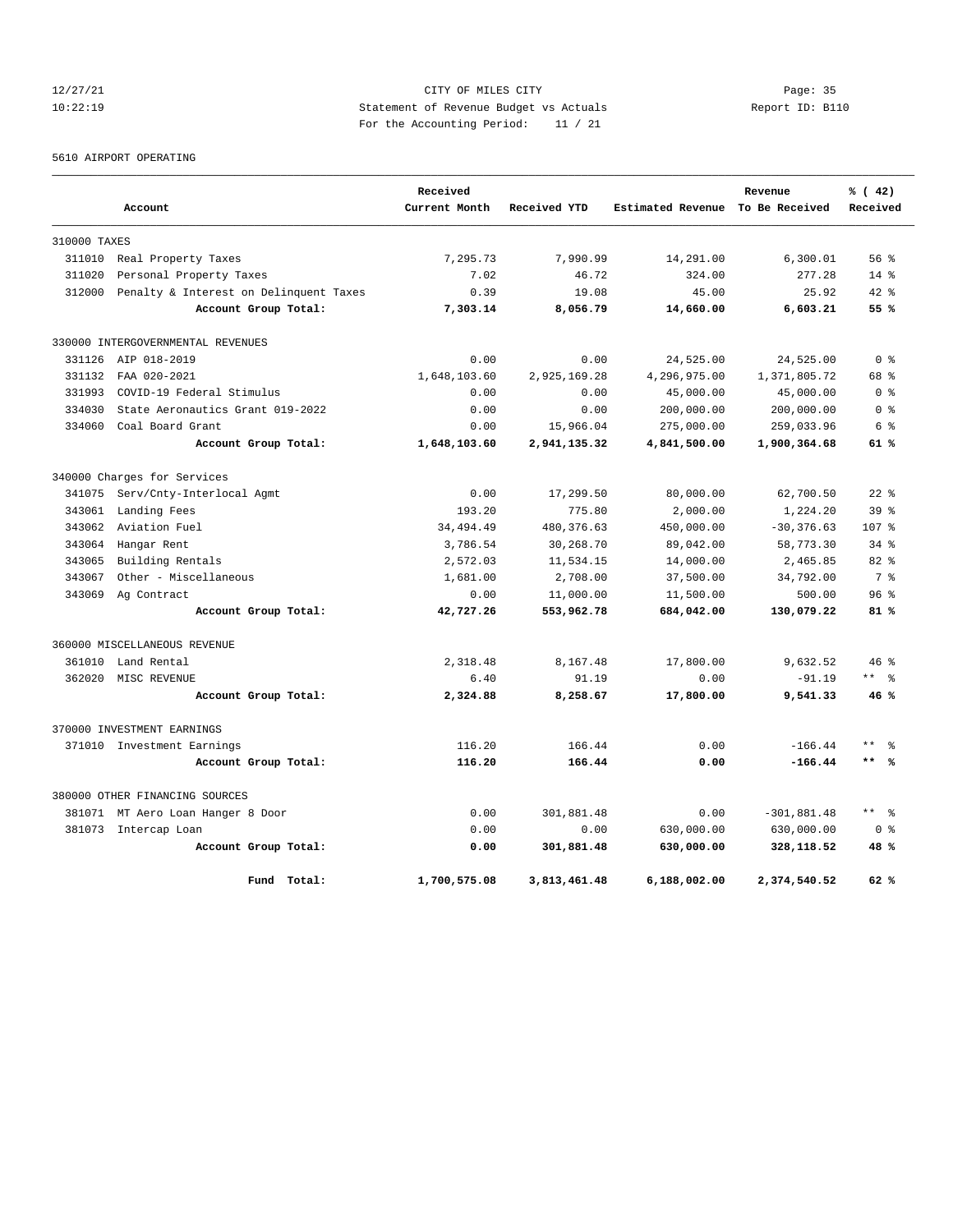12/27/21 CITY OF MILES CITY
10:22:19 Statement of Revenue Budget vs Actuals Report ID: B110
For the Accounting Period: 11 / 21

5610 AIRPORT OPERATING

| Account | | Received Current Month | Received YTD | Estimated Revenue | Revenue To Be Received | % ( 42) Received |
|---|---|---|---|---|---|---|
| 310000 TAXES | | | | | | |
| 311010 | Real Property Taxes | 7,295.73 | 7,990.99 | 14,291.00 | 6,300.01 | 56 % |
| 311020 | Personal Property Taxes | 7.02 | 46.72 | 324.00 | 277.28 | 14 % |
| 312000 | Penalty & Interest on Delinquent Taxes | 0.39 | 19.08 | 45.00 | 25.92 | 42 % |
| | **Account Group Total:** | **7,303.14** | **8,056.79** | **14,660.00** | **6,603.21** | **55 %** |
| 330000 INTERGOVERNMENTAL REVENUES | | | | | | |
| 331126 | AIP 018-2019 | 0.00 | 0.00 | 24,525.00 | 24,525.00 | 0 % |
| 331132 | FAA 020-2021 | 1,648,103.60 | 2,925,169.28 | 4,296,975.00 | 1,371,805.72 | 68 % |
| 331993 | COVID-19 Federal Stimulus | 0.00 | 0.00 | 45,000.00 | 45,000.00 | 0 % |
| 334030 | State Aeronautics Grant 019-2022 | 0.00 | 0.00 | 200,000.00 | 200,000.00 | 0 % |
| 334060 | Coal Board Grant | 0.00 | 15,966.04 | 275,000.00 | 259,033.96 | 6 % |
| | **Account Group Total:** | **1,648,103.60** | **2,941,135.32** | **4,841,500.00** | **1,900,364.68** | **61 %** |
| 340000 Charges for Services | | | | | | |
| 341075 | Serv/Cnty-Interlocal Agmt | 0.00 | 17,299.50 | 80,000.00 | 62,700.50 | 22 % |
| 343061 | Landing Fees | 193.20 | 775.80 | 2,000.00 | 1,224.20 | 39 % |
| 343062 | Aviation Fuel | 34,494.49 | 480,376.63 | 450,000.00 | -30,376.63 | 107 % |
| 343064 | Hangar Rent | 3,786.54 | 30,268.70 | 89,042.00 | 58,773.30 | 34 % |
| 343065 | Building Rentals | 2,572.03 | 11,534.15 | 14,000.00 | 2,465.85 | 82 % |
| 343067 | Other - Miscellaneous | 1,681.00 | 2,708.00 | 37,500.00 | 34,792.00 | 7 % |
| 343069 | Ag Contract | 0.00 | 11,000.00 | 11,500.00 | 500.00 | 96 % |
| | **Account Group Total:** | **42,727.26** | **553,962.78** | **684,042.00** | **130,079.22** | **81 %** |
| 360000 MISCELLANEOUS REVENUE | | | | | | |
| 361010 | Land Rental | 2,318.48 | 8,167.48 | 17,800.00 | 9,632.52 | 46 % |
| 362020 | MISC REVENUE | 6.40 | 91.19 | 0.00 | -91.19 | ** % |
| | **Account Group Total:** | **2,324.88** | **8,258.67** | **17,800.00** | **9,541.33** | **46 %** |
| 370000 INVESTMENT EARNINGS | | | | | | |
| 371010 | Investment Earnings | 116.20 | 166.44 | 0.00 | -166.44 | ** % |
| | **Account Group Total:** | **116.20** | **166.44** | **0.00** | **-166.44** | **** %** |
| 380000 OTHER FINANCING SOURCES | | | | | | |
| 381071 | MT Aero Loan Hanger 8 Door | 0.00 | 301,881.48 | 0.00 | -301,881.48 | ** % |
| 381073 | Intercap Loan | 0.00 | 0.00 | 630,000.00 | 630,000.00 | 0 % |
| | **Account Group Total:** | **0.00** | **301,881.48** | **630,000.00** | **328,118.52** | **48 %** |
| | **Fund Total:** | **1,700,575.08** | **3,813,461.48** | **6,188,002.00** | **2,374,540.52** | **62 %** |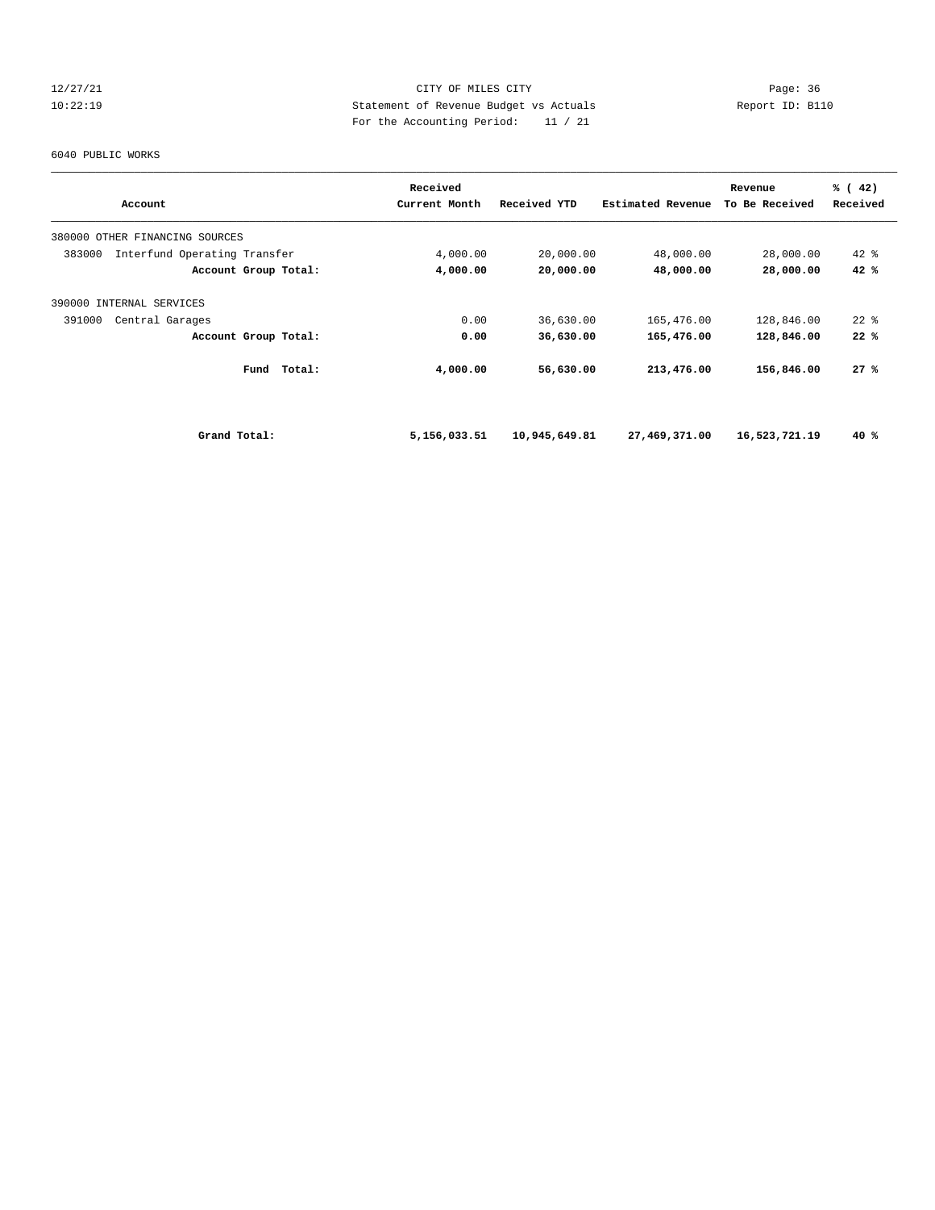12/27/21 CITY OF MILES CITY
10:22:19 Statement of Revenue Budget vs Actuals Report ID: B110
For the Accounting Period: 11 / 21

6040 PUBLIC WORKS

| Account | Received Current Month | Received YTD | Estimated Revenue | Revenue To Be Received | % ( 42) Received |
|---|---|---|---|---|---|
| 380000 OTHER FINANCING SOURCES | | | | | |
| 383000 Interfund Operating Transfer | 4,000.00 | 20,000.00 | 48,000.00 | 28,000.00 | 42 % |
| **Account Group Total:** | **4,000.00** | **20,000.00** | **48,000.00** | **28,000.00** | **42 %** |
| 390000 INTERNAL SERVICES | | | | | |
| 391000 Central Garages | 0.00 | 36,630.00 | 165,476.00 | 128,846.00 | 22 % |
| **Account Group Total:** | **0.00** | **36,630.00** | **165,476.00** | **128,846.00** | **22 %** |
| **Fund Total:** | **4,000.00** | **56,630.00** | **213,476.00** | **156,846.00** | **27 %** |
| **Grand Total:** | **5,156,033.51** | **10,945,649.81** | **27,469,371.00** | **16,523,721.19** | **40 %** |